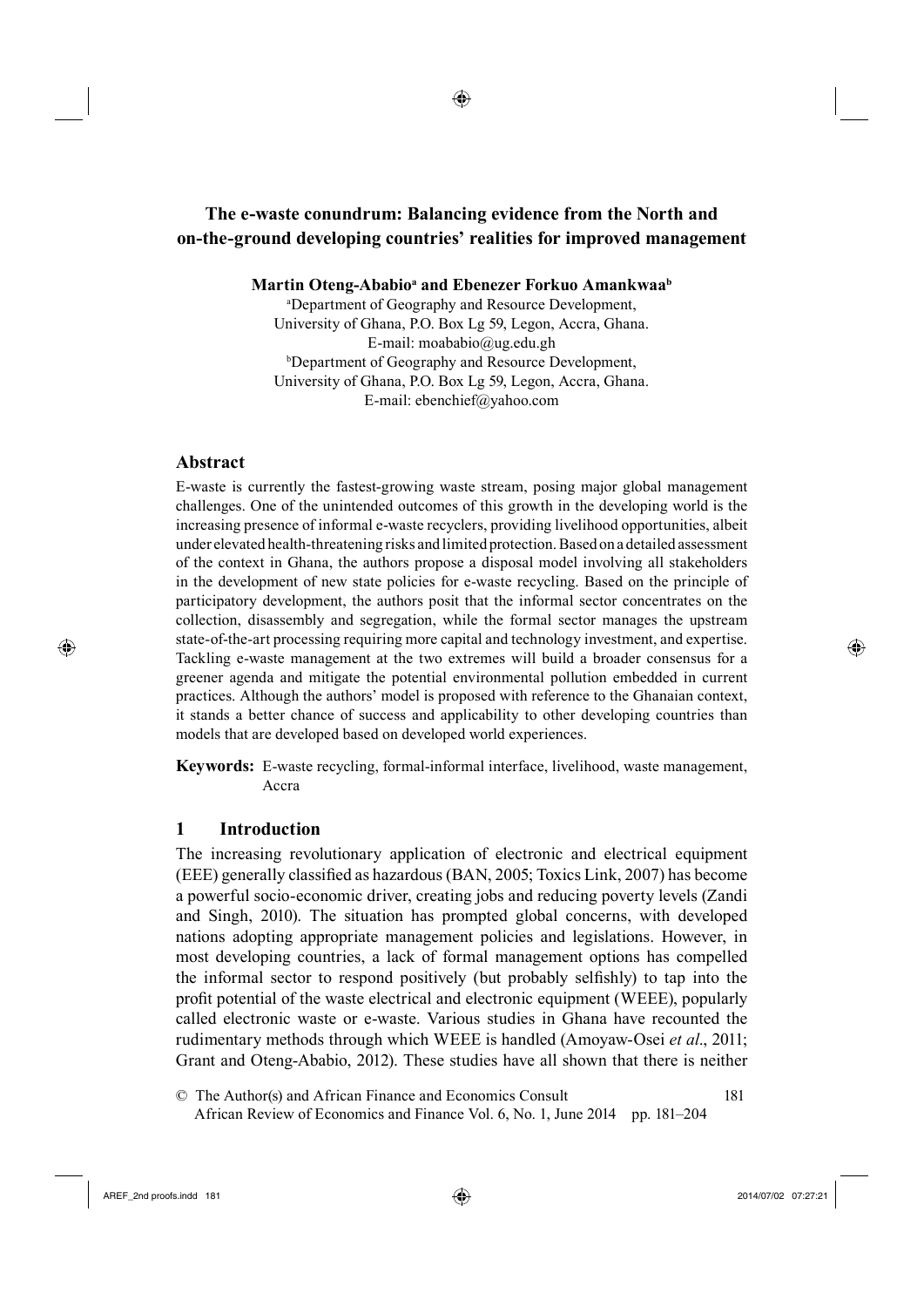# The e-waste conundrum: Balancing evidence from the North and on-the-ground developing countries' realities for improved management

**Martin Oteng-Ababio[a] and Ebenezer Forkuo Amankwaa[b]**

[a]Department of Geography and Resource Development,
University of Ghana, P.O. Box Lg 59, Legon, Accra, Ghana.
E-mail: moababio@ug.edu.gh

[b]Department of Geography and Resource Development,
University of Ghana, P.O. Box Lg 59, Legon, Accra, Ghana.
E-mail: ebenchief@yahoo.com

## Abstract

E-waste is currently the fastest-growing waste stream, posing major global management challenges. One of the unintended outcomes of this growth in the developing world is the increasing presence of informal e-waste recyclers, providing livelihood opportunities, albeit under elevated health-threatening risks and limited protection. Based on a detailed assessment of the context in Ghana, the authors propose a disposal model involving all stakeholders in the development of new state policies for e-waste recycling. Based on the principle of participatory development, the authors posit that the informal sector concentrates on the collection, disassembly and segregation, while the formal sector manages the upstream state-of-the-art processing requiring more capital and technology investment, and expertise. Tackling e-waste management at the two extremes will build a broader consensus for a greener agenda and mitigate the potential environmental pollution embedded in current practices. Although the authors' model is proposed with reference to the Ghanaian context, it stands a better chance of success and applicability to other developing countries than models that are developed based on developed world experiences.

**Keywords:** E-waste recycling, formal-informal interface, livelihood, waste management, Accra

## 1 Introduction

The increasing revolutionary application of electronic and electrical equipment (EEE) generally classified as hazardous (BAN, 2005; Toxics Link, 2007) has become a powerful socio-economic driver, creating jobs and reducing poverty levels (Zandi and Singh, 2010). The situation has prompted global concerns, with developed nations adopting appropriate management policies and legislations. However, in most developing countries, a lack of formal management options has compelled the informal sector to respond positively (but probably selfishly) to tap into the profit potential of the waste electrical and electronic equipment (WEEE), popularly called electronic waste or e-waste. Various studies in Ghana have recounted the rudimentary methods through which WEEE is handled (Amoyaw-Osei *et al*., 2011; Grant and Oteng-Ababio, 2012). These studies have all shown that there is neither

© The Author(s) and African Finance and Economics Consult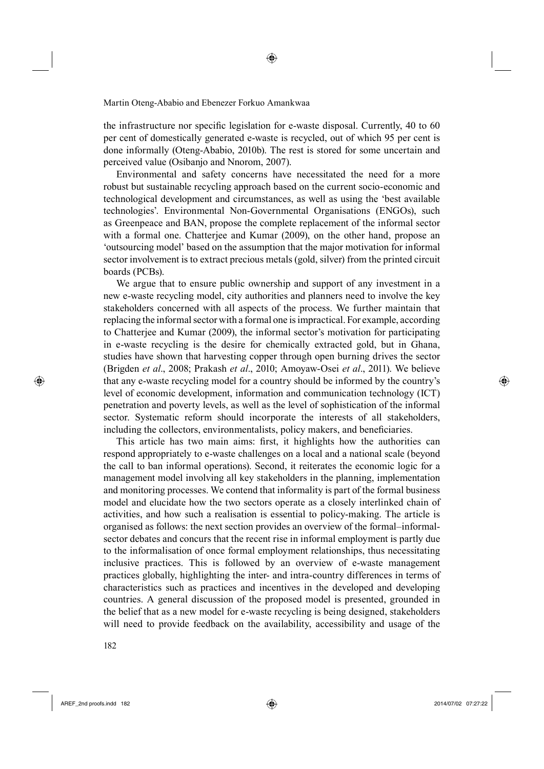the infrastructure nor specific legislation for e-waste disposal. Currently, 40 to 60 per cent of domestically generated e-waste is recycled, out of which 95 per cent is done informally (Oteng-Ababio, 2010b). The rest is stored for some uncertain and perceived value (Osibanjo and Nnorom, 2007).

Environmental and safety concerns have necessitated the need for a more robust but sustainable recycling approach based on the current socio-economic and technological development and circumstances, as well as using the 'best available technologies'. Environmental Non-Governmental Organisations (ENGOs), such as Greenpeace and BAN, propose the complete replacement of the informal sector with a formal one. Chatterjee and Kumar (2009), on the other hand, propose an 'outsourcing model' based on the assumption that the major motivation for informal sector involvement is to extract precious metals (gold, silver) from the printed circuit boards (PCBs).

We argue that to ensure public ownership and support of any investment in a new e-waste recycling model, city authorities and planners need to involve the key stakeholders concerned with all aspects of the process. We further maintain that replacing the informal sector with a formal one is impractical. For example, according to Chatterjee and Kumar (2009), the informal sector's motivation for participating in e-waste recycling is the desire for chemically extracted gold, but in Ghana, studies have shown that harvesting copper through open burning drives the sector (Brigden *et al*., 2008; Prakash *et al*., 2010; Amoyaw-Osei *et al*., 2011). We believe that any e-waste recycling model for a country should be informed by the country's level of economic development, information and communication technology (ICT) penetration and poverty levels, as well as the level of sophistication of the informal sector. Systematic reform should incorporate the interests of all stakeholders, including the collectors, environmentalists, policy makers, and beneficiaries.

This article has two main aims: first, it highlights how the authorities can respond appropriately to e-waste challenges on a local and a national scale (beyond the call to ban informal operations). Second, it reiterates the economic logic for a management model involving all key stakeholders in the planning, implementation and monitoring processes. We contend that informality is part of the formal business model and elucidate how the two sectors operate as a closely interlinked chain of activities, and how such a realisation is essential to policy-making. The article is organised as follows: the next section provides an overview of the formal–informal-sector debates and concurs that the recent rise in informal employment is partly due to the informalisation of once formal employment relationships, thus necessitating inclusive practices. This is followed by an overview of e-waste management practices globally, highlighting the inter- and intra-country differences in terms of characteristics such as practices and incentives in the developed and developing countries. A general discussion of the proposed model is presented, grounded in the belief that as a new model for e-waste recycling is being designed, stakeholders will need to provide feedback on the availability, accessibility and usage of the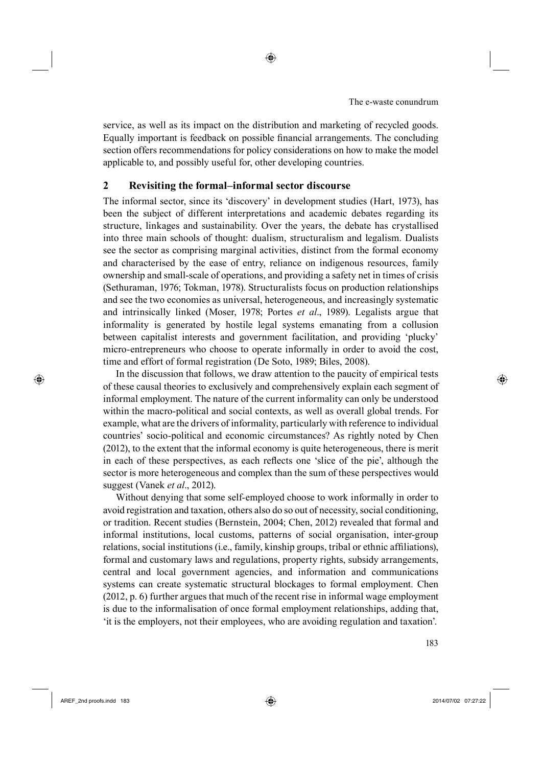service, as well as its impact on the distribution and marketing of recycled goods. Equally important is feedback on possible financial arrangements. The concluding section offers recommendations for policy considerations on how to make the model applicable to, and possibly useful for, other developing countries.

## 2 Revisiting the formal–informal sector discourse

The informal sector, since its 'discovery' in development studies (Hart, 1973), has been the subject of different interpretations and academic debates regarding its structure, linkages and sustainability. Over the years, the debate has crystallised into three main schools of thought: dualism, structuralism and legalism. Dualists see the sector as comprising marginal activities, distinct from the formal economy and characterised by the ease of entry, reliance on indigenous resources, family ownership and small-scale of operations, and providing a safety net in times of crisis (Sethuraman, 1976; Tokman, 1978). Structuralists focus on production relationships and see the two economies as universal, heterogeneous, and increasingly systematic and intrinsically linked (Moser, 1978; Portes *et al*., 1989). Legalists argue that informality is generated by hostile legal systems emanating from a collusion between capitalist interests and government facilitation, and providing 'plucky' micro-entrepreneurs who choose to operate informally in order to avoid the cost, time and effort of formal registration (De Soto, 1989; Biles, 2008).

In the discussion that follows, we draw attention to the paucity of empirical tests of these causal theories to exclusively and comprehensively explain each segment of informal employment. The nature of the current informality can only be understood within the macro-political and social contexts, as well as overall global trends. For example, what are the drivers of informality, particularly with reference to individual countries' socio-political and economic circumstances? As rightly noted by Chen (2012), to the extent that the informal economy is quite heterogeneous, there is merit in each of these perspectives, as each reflects one 'slice of the pie', although the sector is more heterogeneous and complex than the sum of these perspectives would suggest (Vanek *et al*., 2012).

Without denying that some self-employed choose to work informally in order to avoid registration and taxation, others also do so out of necessity, social conditioning, or tradition. Recent studies (Bernstein, 2004; Chen, 2012) revealed that formal and informal institutions, local customs, patterns of social organisation, inter-group relations, social institutions (i.e., family, kinship groups, tribal or ethnic affiliations), formal and customary laws and regulations, property rights, subsidy arrangements, central and local government agencies, and information and communications systems can create systematic structural blockages to formal employment. Chen (2012, p. 6) further argues that much of the recent rise in informal wage employment is due to the informalisation of once formal employment relationships, adding that, 'it is the employers, not their employees, who are avoiding regulation and taxation'.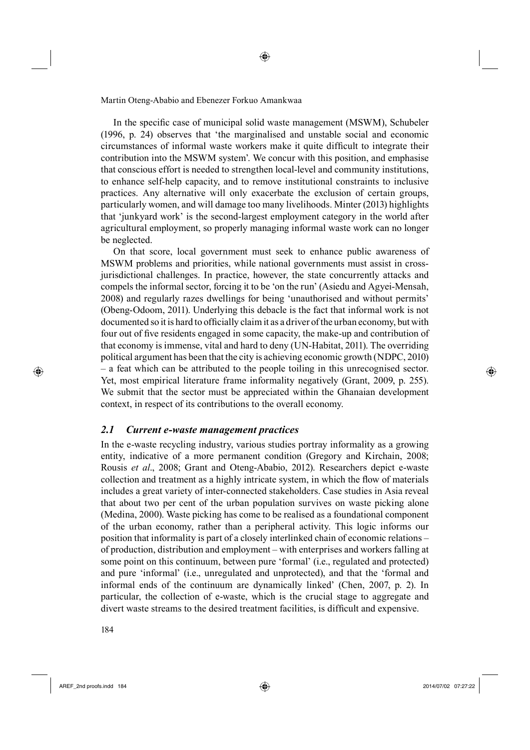In the specific case of municipal solid waste management (MSWM), Schubeler (1996, p. 24) observes that 'the marginalised and unstable social and economic circumstances of informal waste workers make it quite difficult to integrate their contribution into the MSWM system'. We concur with this position, and emphasise that conscious effort is needed to strengthen local-level and community institutions, to enhance self-help capacity, and to remove institutional constraints to inclusive practices. Any alternative will only exacerbate the exclusion of certain groups, particularly women, and will damage too many livelihoods. Minter (2013) highlights that 'junkyard work' is the second-largest employment category in the world after agricultural employment, so properly managing informal waste work can no longer be neglected.

On that score, local government must seek to enhance public awareness of MSWM problems and priorities, while national governments must assist in cross-jurisdictional challenges. In practice, however, the state concurrently attacks and compels the informal sector, forcing it to be 'on the run' (Asiedu and Agyei-Mensah, 2008) and regularly razes dwellings for being 'unauthorised and without permits' (Obeng-Odoom, 2011). Underlying this debacle is the fact that informal work is not documented so it is hard to officially claim it as a driver of the urban economy, but with four out of five residents engaged in some capacity, the make-up and contribution of that economy is immense, vital and hard to deny (UN-Habitat, 2011). The overriding political argument has been that the city is achieving economic growth (NDPC, 2010) – a feat which can be attributed to the people toiling in this unrecognised sector. Yet, most empirical literature frame informality negatively (Grant, 2009, p. 255). We submit that the sector must be appreciated within the Ghanaian development context, in respect of its contributions to the overall economy.

### *2.1 Current e-waste management practices*

In the e-waste recycling industry, various studies portray informality as a growing entity, indicative of a more permanent condition (Gregory and Kirchain, 2008; Rousis *et al*., 2008; Grant and Oteng-Ababio, 2012). Researchers depict e-waste collection and treatment as a highly intricate system, in which the flow of materials includes a great variety of inter-connected stakeholders. Case studies in Asia reveal that about two per cent of the urban population survives on waste picking alone (Medina, 2000). Waste picking has come to be realised as a foundational component of the urban economy, rather than a peripheral activity. This logic informs our position that informality is part of a closely interlinked chain of economic relations – of production, distribution and employment – with enterprises and workers falling at some point on this continuum, between pure 'formal' (i.e., regulated and protected) and pure 'informal' (i.e., unregulated and unprotected), and that the 'formal and informal ends of the continuum are dynamically linked' (Chen, 2007, p. 2). In particular, the collection of e-waste, which is the crucial stage to aggregate and divert waste streams to the desired treatment facilities, is difficult and expensive.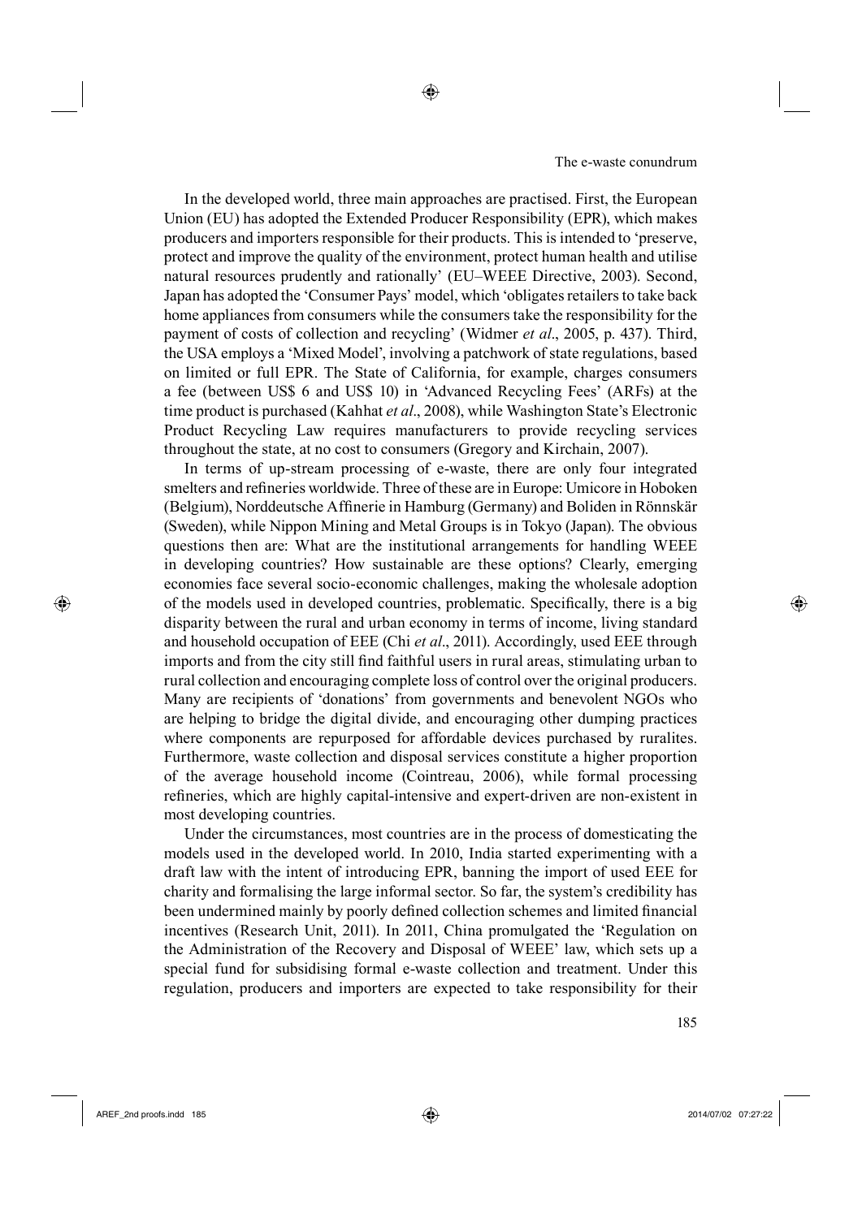In the developed world, three main approaches are practised. First, the European Union (EU) has adopted the Extended Producer Responsibility (EPR), which makes producers and importers responsible for their products. This is intended to 'preserve, protect and improve the quality of the environment, protect human health and utilise natural resources prudently and rationally' (EU–WEEE Directive, 2003). Second, Japan has adopted the 'Consumer Pays' model, which 'obligates retailers to take back home appliances from consumers while the consumers take the responsibility for the payment of costs of collection and recycling' (Widmer *et al*., 2005, p. 437). Third, the USA employs a 'Mixed Model', involving a patchwork of state regulations, based on limited or full EPR. The State of California, for example, charges consumers a fee (between US$ 6 and US$ 10) in 'Advanced Recycling Fees' (ARFs) at the time product is purchased (Kahhat *et al*., 2008), while Washington State's Electronic Product Recycling Law requires manufacturers to provide recycling services throughout the state, at no cost to consumers (Gregory and Kirchain, 2007).

In terms of up-stream processing of e-waste, there are only four integrated smelters and refineries worldwide. Three of these are in Europe: Umicore in Hoboken (Belgium), Norddeutsche Affinerie in Hamburg (Germany) and Boliden in Rönnskär (Sweden), while Nippon Mining and Metal Groups is in Tokyo (Japan). The obvious questions then are: What are the institutional arrangements for handling WEEE in developing countries? How sustainable are these options? Clearly, emerging economies face several socio-economic challenges, making the wholesale adoption of the models used in developed countries, problematic. Specifically, there is a big disparity between the rural and urban economy in terms of income, living standard and household occupation of EEE (Chi *et al*., 2011). Accordingly, used EEE through imports and from the city still find faithful users in rural areas, stimulating urban to rural collection and encouraging complete loss of control over the original producers. Many are recipients of 'donations' from governments and benevolent NGOs who are helping to bridge the digital divide, and encouraging other dumping practices where components are repurposed for affordable devices purchased by ruralites. Furthermore, waste collection and disposal services constitute a higher proportion of the average household income (Cointreau, 2006), while formal processing refineries, which are highly capital-intensive and expert-driven are non-existent in most developing countries.

Under the circumstances, most countries are in the process of domesticating the models used in the developed world. In 2010, India started experimenting with a draft law with the intent of introducing EPR, banning the import of used EEE for charity and formalising the large informal sector. So far, the system's credibility has been undermined mainly by poorly defined collection schemes and limited financial incentives (Research Unit, 2011). In 2011, China promulgated the 'Regulation on the Administration of the Recovery and Disposal of WEEE' law, which sets up a special fund for subsidising formal e-waste collection and treatment. Under this regulation, producers and importers are expected to take responsibility for their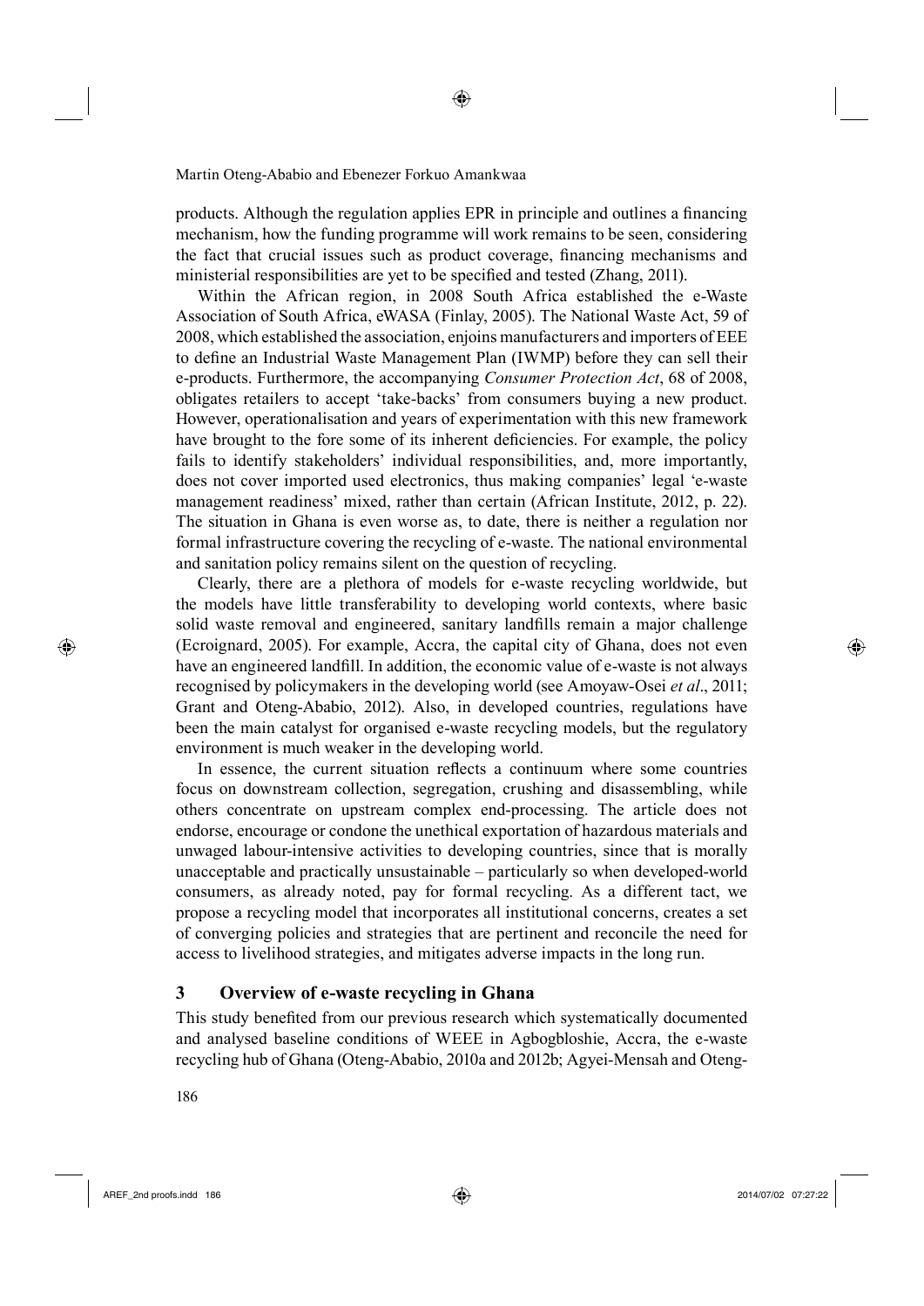products. Although the regulation applies EPR in principle and outlines a financing mechanism, how the funding programme will work remains to be seen, considering the fact that crucial issues such as product coverage, financing mechanisms and ministerial responsibilities are yet to be specified and tested (Zhang, 2011).

Within the African region, in 2008 South Africa established the e-Waste Association of South Africa, eWASA (Finlay, 2005). The National Waste Act, 59 of 2008, which established the association, enjoins manufacturers and importers of EEE to define an Industrial Waste Management Plan (IWMP) before they can sell their e-products. Furthermore, the accompanying *Consumer Protection Act*, 68 of 2008, obligates retailers to accept 'take-backs' from consumers buying a new product. However, operationalisation and years of experimentation with this new framework have brought to the fore some of its inherent deficiencies. For example, the policy fails to identify stakeholders' individual responsibilities, and, more importantly, does not cover imported used electronics, thus making companies' legal 'e-waste management readiness' mixed, rather than certain (African Institute, 2012, p. 22). The situation in Ghana is even worse as, to date, there is neither a regulation nor formal infrastructure covering the recycling of e-waste. The national environmental and sanitation policy remains silent on the question of recycling.

Clearly, there are a plethora of models for e-waste recycling worldwide, but the models have little transferability to developing world contexts, where basic solid waste removal and engineered, sanitary landfills remain a major challenge (Ecroignard, 2005). For example, Accra, the capital city of Ghana, does not even have an engineered landfill. In addition, the economic value of e-waste is not always recognised by policymakers in the developing world (see Amoyaw-Osei *et al*., 2011; Grant and Oteng-Ababio, 2012). Also, in developed countries, regulations have been the main catalyst for organised e-waste recycling models, but the regulatory environment is much weaker in the developing world.

In essence, the current situation reflects a continuum where some countries focus on downstream collection, segregation, crushing and disassembling, while others concentrate on upstream complex end-processing. The article does not endorse, encourage or condone the unethical exportation of hazardous materials and unwaged labour-intensive activities to developing countries, since that is morally unacceptable and practically unsustainable – particularly so when developed-world consumers, as already noted, pay for formal recycling. As a different tact, we propose a recycling model that incorporates all institutional concerns, creates a set of converging policies and strategies that are pertinent and reconcile the need for access to livelihood strategies, and mitigates adverse impacts in the long run.

## 3 Overview of e-waste recycling in Ghana

This study benefited from our previous research which systematically documented and analysed baseline conditions of WEEE in Agbogbloshie, Accra, the e-waste recycling hub of Ghana (Oteng-Ababio, 2010a and 2012b; Agyei-Mensah and Oteng-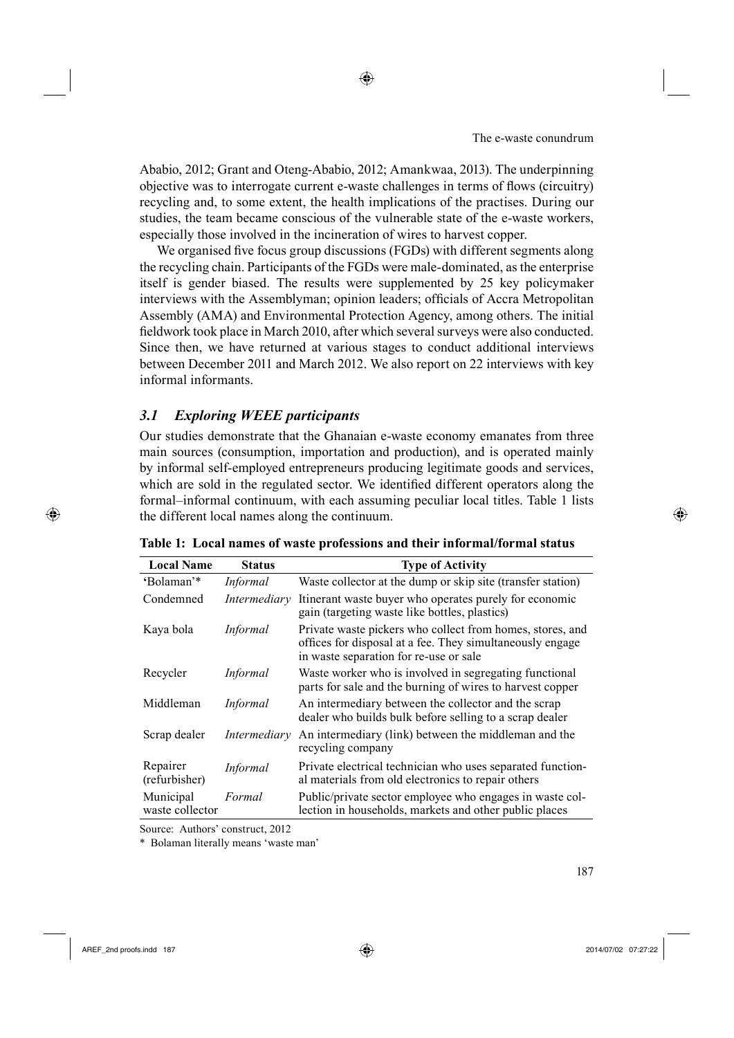Ababio, 2012; Grant and Oteng-Ababio, 2012; Amankwaa, 2013). The underpinning objective was to interrogate current e-waste challenges in terms of flows (circuitry) recycling and, to some extent, the health implications of the practises. During our studies, the team became conscious of the vulnerable state of the e-waste workers, especially those involved in the incineration of wires to harvest copper.

We organised five focus group discussions (FGDs) with different segments along the recycling chain. Participants of the FGDs were male-dominated, as the enterprise itself is gender biased. The results were supplemented by 25 key policymaker interviews with the Assemblyman; opinion leaders; officials of Accra Metropolitan Assembly (AMA) and Environmental Protection Agency, among others. The initial fieldwork took place in March 2010, after which several surveys were also conducted. Since then, we have returned at various stages to conduct additional interviews between December 2011 and March 2012. We also report on 22 interviews with key informal informants.

### *3.1 Exploring WEEE participants*

Our studies demonstrate that the Ghanaian e-waste economy emanates from three main sources (consumption, importation and production), and is operated mainly by informal self-employed entrepreneurs producing legitimate goods and services, which are sold in the regulated sector. We identified different operators along the formal–informal continuum, with each assuming peculiar local titles. Table 1 lists the different local names along the continuum.

**Table 1: Local names of waste professions and their informal/formal status**

| Local Name | Status | Type of Activity |
|---|---|---|
| 'Bolaman'* | *Informal* | Waste collector at the dump or skip site (transfer station) |
| Condemned | *Intermediary* | Itinerant waste buyer who operates purely for economic gain (targeting waste like bottles, plastics) |
| Kaya bola | *Informal* | Private waste pickers who collect from homes, stores, and offices for disposal at a fee. They simultaneously engage in waste separation for re-use or sale |
| Recycler | *Informal* | Waste worker who is involved in segregating functional parts for sale and the burning of wires to harvest copper |
| Middleman | *Informal* | An intermediary between the collector and the scrap dealer who builds bulk before selling to a scrap dealer |
| Scrap dealer | *Intermediary* | An intermediary (link) between the middleman and the recycling company |
| Repairer (refurbisher) | *Informal* | Private electrical technician who uses separated functional materials from old electronics to repair others |
| Municipal waste collector | *Formal* | Public/private sector employee who engages in waste collection in households, markets and other public places |

Source: Authors' construct, 2012

\* Bolaman literally means 'waste man'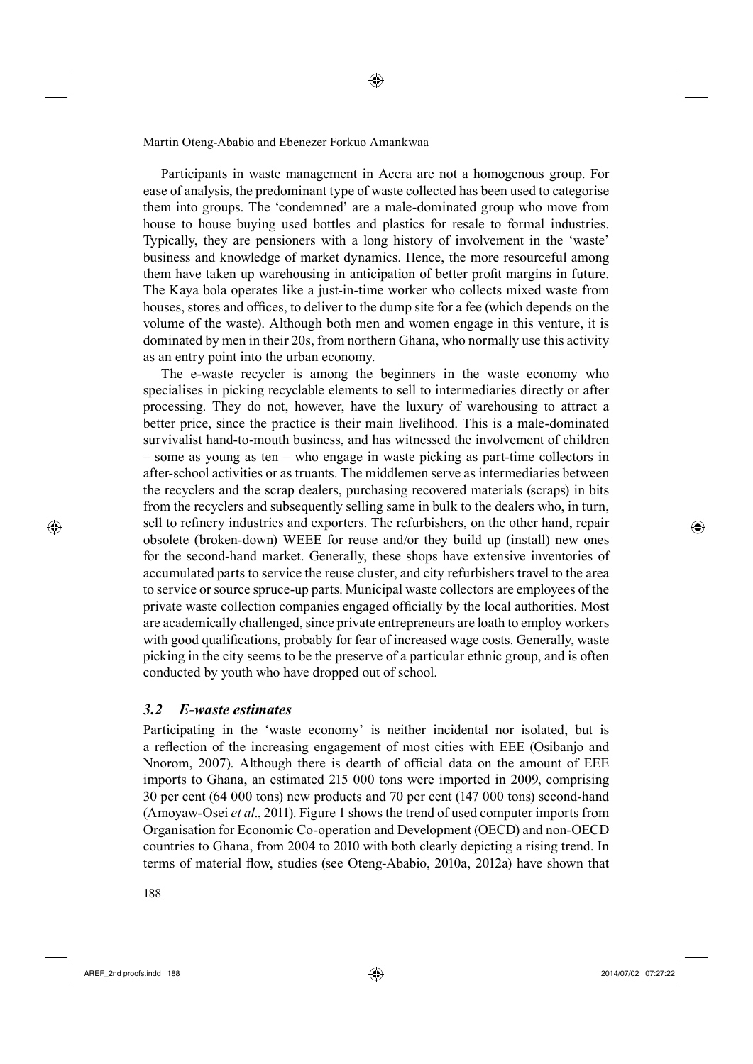Participants in waste management in Accra are not a homogenous group. For ease of analysis, the predominant type of waste collected has been used to categorise them into groups. The 'condemned' are a male-dominated group who move from house to house buying used bottles and plastics for resale to formal industries. Typically, they are pensioners with a long history of involvement in the 'waste' business and knowledge of market dynamics. Hence, the more resourceful among them have taken up warehousing in anticipation of better profit margins in future. The Kaya bola operates like a just-in-time worker who collects mixed waste from houses, stores and offices, to deliver to the dump site for a fee (which depends on the volume of the waste). Although both men and women engage in this venture, it is dominated by men in their 20s, from northern Ghana, who normally use this activity as an entry point into the urban economy.

The e-waste recycler is among the beginners in the waste economy who specialises in picking recyclable elements to sell to intermediaries directly or after processing. They do not, however, have the luxury of warehousing to attract a better price, since the practice is their main livelihood. This is a male-dominated survivalist hand-to-mouth business, and has witnessed the involvement of children – some as young as ten – who engage in waste picking as part-time collectors in after-school activities or as truants. The middlemen serve as intermediaries between the recyclers and the scrap dealers, purchasing recovered materials (scraps) in bits from the recyclers and subsequently selling same in bulk to the dealers who, in turn, sell to refinery industries and exporters. The refurbishers, on the other hand, repair obsolete (broken-down) WEEE for reuse and/or they build up (install) new ones for the second-hand market. Generally, these shops have extensive inventories of accumulated parts to service the reuse cluster, and city refurbishers travel to the area to service or source spruce-up parts. Municipal waste collectors are employees of the private waste collection companies engaged officially by the local authorities. Most are academically challenged, since private entrepreneurs are loath to employ workers with good qualifications, probably for fear of increased wage costs. Generally, waste picking in the city seems to be the preserve of a particular ethnic group, and is often conducted by youth who have dropped out of school.

### *3.2 E-waste estimates*

Participating in the 'waste economy' is neither incidental nor isolated, but is a reflection of the increasing engagement of most cities with EEE (Osibanjo and Nnorom, 2007). Although there is dearth of official data on the amount of EEE imports to Ghana, an estimated 215 000 tons were imported in 2009, comprising 30 per cent (64 000 tons) new products and 70 per cent (147 000 tons) second-hand (Amoyaw-Osei *et al*., 2011). Figure 1 shows the trend of used computer imports from Organisation for Economic Co-operation and Development (OECD) and non-OECD countries to Ghana, from 2004 to 2010 with both clearly depicting a rising trend. In terms of material flow, studies (see Oteng-Ababio, 2010a, 2012a) have shown that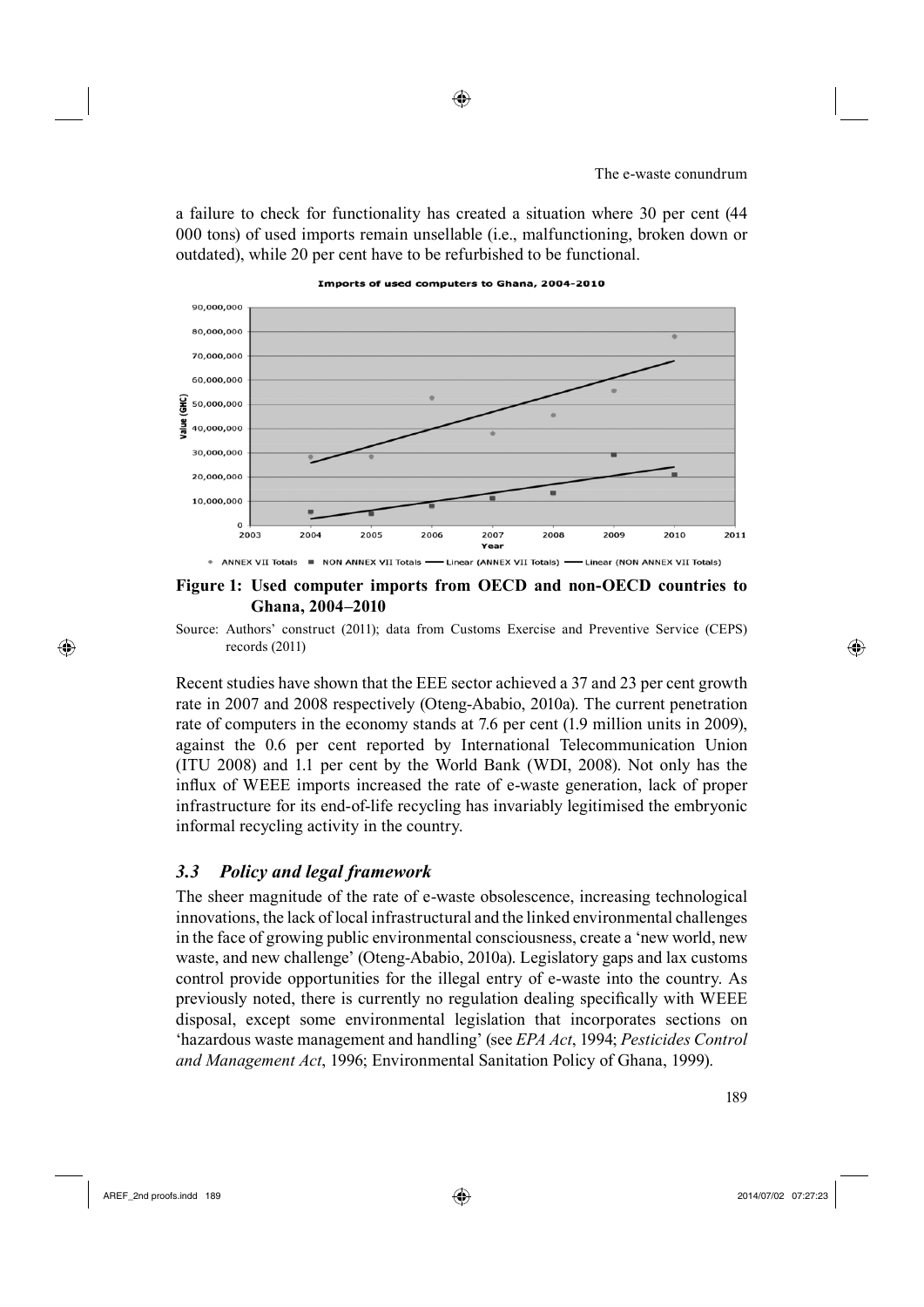a failure to check for functionality has created a situation where 30 per cent (44 000 tons) of used imports remain unsellable (i.e., malfunctioning, broken down or outdated), while 20 per cent have to be refurbished to be functional.

**Figure 1: Used computer imports from OECD and non-OECD countries to Ghana, 2004–2010**

Source: Authors' construct (2011); data from Customs Exercise and Preventive Service (CEPS) records (2011)

Recent studies have shown that the EEE sector achieved a 37 and 23 per cent growth rate in 2007 and 2008 respectively (Oteng-Ababio, 2010a). The current penetration rate of computers in the economy stands at 7.6 per cent (1.9 million units in 2009), against the 0.6 per cent reported by International Telecommunication Union (ITU 2008) and 1.1 per cent by the World Bank (WDI, 2008). Not only has the influx of WEEE imports increased the rate of e-waste generation, lack of proper infrastructure for its end-of-life recycling has invariably legitimised the embryonic informal recycling activity in the country.

### *3.3 Policy and legal framework*

The sheer magnitude of the rate of e-waste obsolescence, increasing technological innovations, the lack of local infrastructural and the linked environmental challenges in the face of growing public environmental consciousness, create a 'new world, new waste, and new challenge' (Oteng-Ababio, 2010a). Legislatory gaps and lax customs control provide opportunities for the illegal entry of e-waste into the country. As previously noted, there is currently no regulation dealing specifically with WEEE disposal, except some environmental legislation that incorporates sections on 'hazardous waste management and handling' (see *EPA Act*, 1994; *Pesticides Control and Management Act*, 1996; Environmental Sanitation Policy of Ghana, 1999).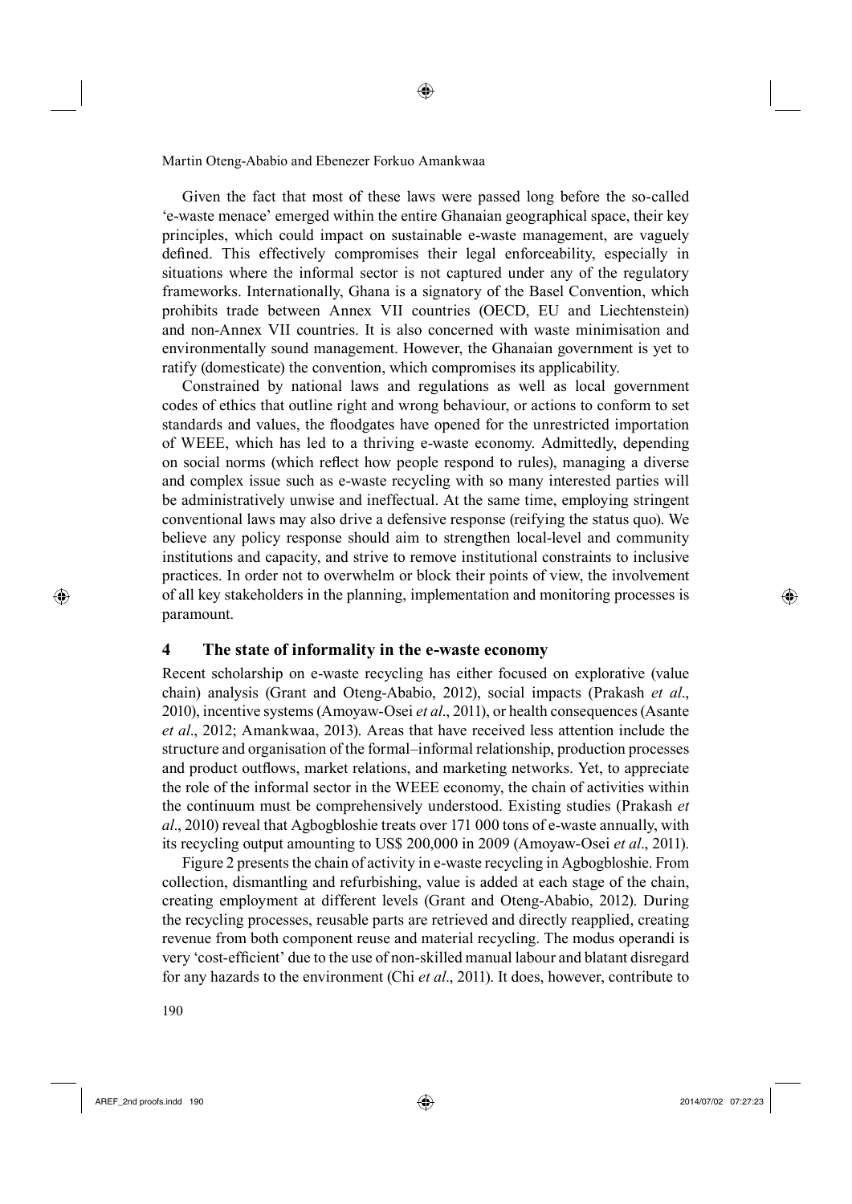Given the fact that most of these laws were passed long before the so-called 'e-waste menace' emerged within the entire Ghanaian geographical space, their key principles, which could impact on sustainable e-waste management, are vaguely defined. This effectively compromises their legal enforceability, especially in situations where the informal sector is not captured under any of the regulatory frameworks. Internationally, Ghana is a signatory of the Basel Convention, which prohibits trade between Annex VII countries (OECD, EU and Liechtenstein) and non-Annex VII countries. It is also concerned with waste minimisation and environmentally sound management. However, the Ghanaian government is yet to ratify (domesticate) the convention, which compromises its applicability.

Constrained by national laws and regulations as well as local government codes of ethics that outline right and wrong behaviour, or actions to conform to set standards and values, the floodgates have opened for the unrestricted importation of WEEE, which has led to a thriving e-waste economy. Admittedly, depending on social norms (which reflect how people respond to rules), managing a diverse and complex issue such as e-waste recycling with so many interested parties will be administratively unwise and ineffectual. At the same time, employing stringent conventional laws may also drive a defensive response (reifying the status quo). We believe any policy response should aim to strengthen local-level and community institutions and capacity, and strive to remove institutional constraints to inclusive practices. In order not to overwhelm or block their points of view, the involvement of all key stakeholders in the planning, implementation and monitoring processes is paramount.

## 4 The state of informality in the e-waste economy

Recent scholarship on e-waste recycling has either focused on explorative (value chain) analysis (Grant and Oteng-Ababio, 2012), social impacts (Prakash *et al*., 2010), incentive systems (Amoyaw-Osei *et al*., 2011), or health consequences (Asante *et al*., 2012; Amankwaa, 2013). Areas that have received less attention include the structure and organisation of the formal–informal relationship, production processes and product outflows, market relations, and marketing networks. Yet, to appreciate the role of the informal sector in the WEEE economy, the chain of activities within the continuum must be comprehensively understood. Existing studies (Prakash *et al*., 2010) reveal that Agbogbloshie treats over 171 000 tons of e-waste annually, with its recycling output amounting to US$ 200,000 in 2009 (Amoyaw-Osei *et al*., 2011).

Figure 2 presents the chain of activity in e-waste recycling in Agbogbloshie. From collection, dismantling and refurbishing, value is added at each stage of the chain, creating employment at different levels (Grant and Oteng-Ababio, 2012). During the recycling processes, reusable parts are retrieved and directly reapplied, creating revenue from both component reuse and material recycling. The modus operandi is very 'cost-efficient' due to the use of non-skilled manual labour and blatant disregard for any hazards to the environment (Chi *et al*., 2011). It does, however, contribute to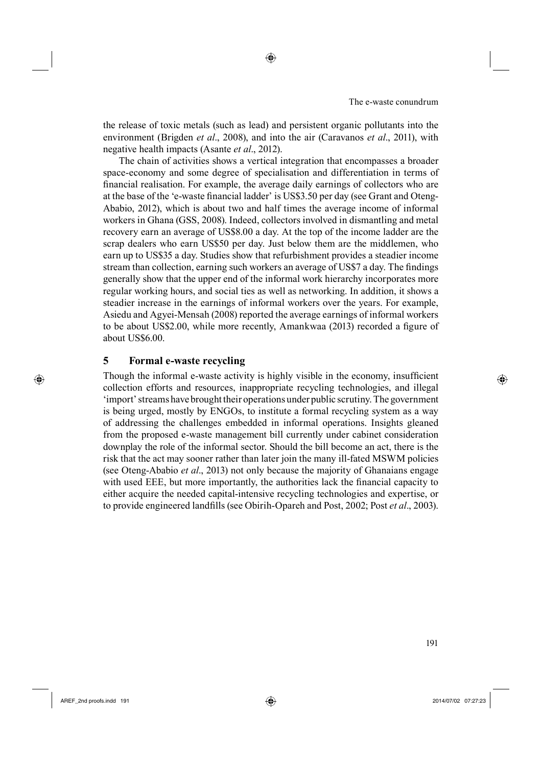the release of toxic metals (such as lead) and persistent organic pollutants into the environment (Brigden *et al*., 2008), and into the air (Caravanos *et al*., 2011), with negative health impacts (Asante *et al*., 2012).

The chain of activities shows a vertical integration that encompasses a broader space-economy and some degree of specialisation and differentiation in terms of financial realisation. For example, the average daily earnings of collectors who are at the base of the 'e-waste financial ladder' is US$3.50 per day (see Grant and Oteng-Ababio, 2012), which is about two and half times the average income of informal workers in Ghana (GSS, 2008). Indeed, collectors involved in dismantling and metal recovery earn an average of US$8.00 a day. At the top of the income ladder are the scrap dealers who earn US$50 per day. Just below them are the middlemen, who earn up to US$35 a day. Studies show that refurbishment provides a steadier income stream than collection, earning such workers an average of US$7 a day. The findings generally show that the upper end of the informal work hierarchy incorporates more regular working hours, and social ties as well as networking. In addition, it shows a steadier increase in the earnings of informal workers over the years. For example, Asiedu and Agyei-Mensah (2008) reported the average earnings of informal workers to be about US$2.00, while more recently, Amankwaa (2013) recorded a figure of about US$6.00.

## 5 Formal e-waste recycling

Though the informal e-waste activity is highly visible in the economy, insufficient collection efforts and resources, inappropriate recycling technologies, and illegal 'import' streams have brought their operations under public scrutiny. The government is being urged, mostly by ENGOs, to institute a formal recycling system as a way of addressing the challenges embedded in informal operations. Insights gleaned from the proposed e-waste management bill currently under cabinet consideration downplay the role of the informal sector. Should the bill become an act, there is the risk that the act may sooner rather than later join the many ill-fated MSWM policies (see Oteng-Ababio *et al*., 2013) not only because the majority of Ghanaians engage with used EEE, but more importantly, the authorities lack the financial capacity to either acquire the needed capital-intensive recycling technologies and expertise, or to provide engineered landfills (see Obirih-Opareh and Post, 2002; Post *et al*., 2003).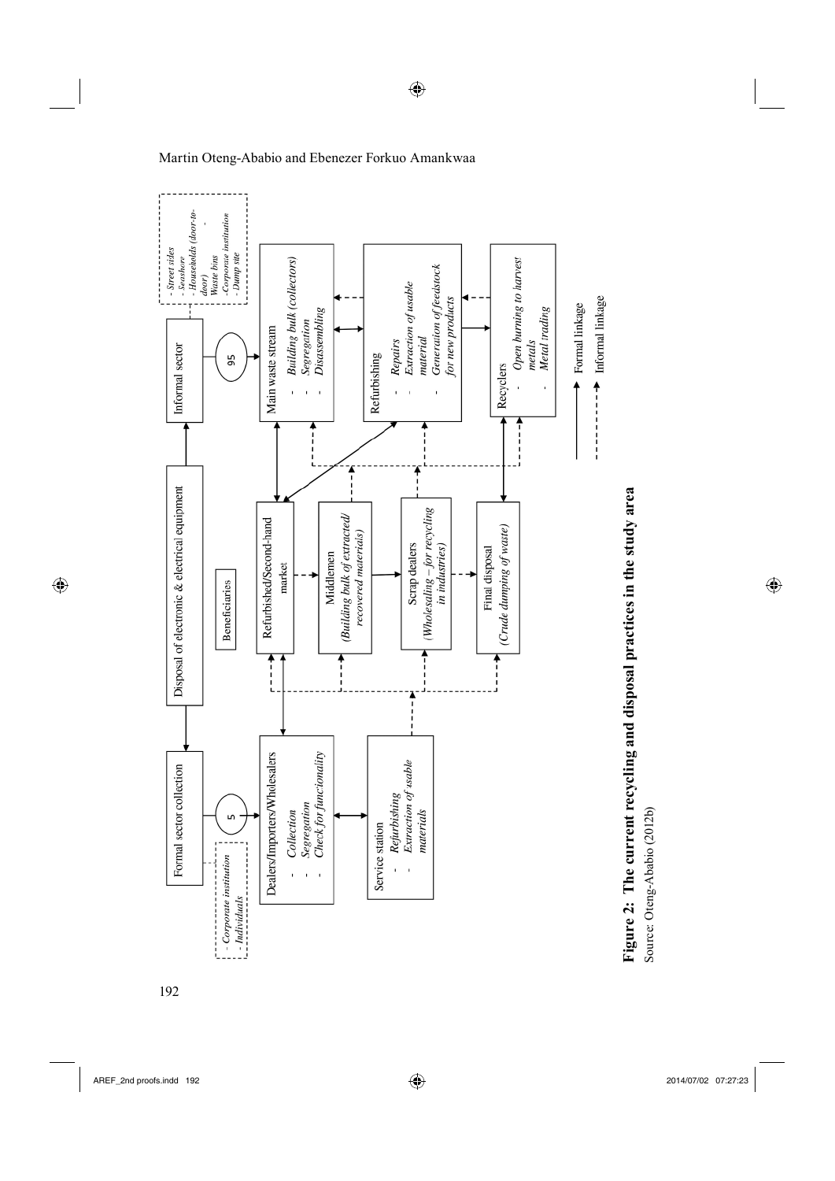Disposal of electronic & electrical equipment

Formal sector collection

- Corporate institution
- Individuals

5

Dealers/Importers/Wholesalers
- *Collection*
- *Segregation*
- *Check for functionality*

Service station
- *Refurbishing*
- *Extraction of usable materials*

Informal sector

- *Street sides*
- *Seashore*
- *Households (door-to-door)*
- *Waste bins*
- *Corporate institution*
- *Dump site*

95

Main waste stream
- *Building bulk (collectors)*
- *Segregation*
- *Disassembling*

Refurbishing
- *Repairs*
- *Extraction of usable material*
- *Generation of feedstock for new products*

Recyclers
- *Open burning to harvest metals*
- *Metal trading*

Beneficiaries

Refurbished/Second-hand market

Middlemen
*(Building bulk of extracted/recovered materials)*

Scrap dealers
*(Wholesaling – for recycling in industries)*

Final disposal
*(Crude dumping of waste)*

→ Formal linkage

⇢ Informal linkage

**Figure 2: The current recycling and disposal practices in the study area**

Source: Oteng-Ababio (2012b)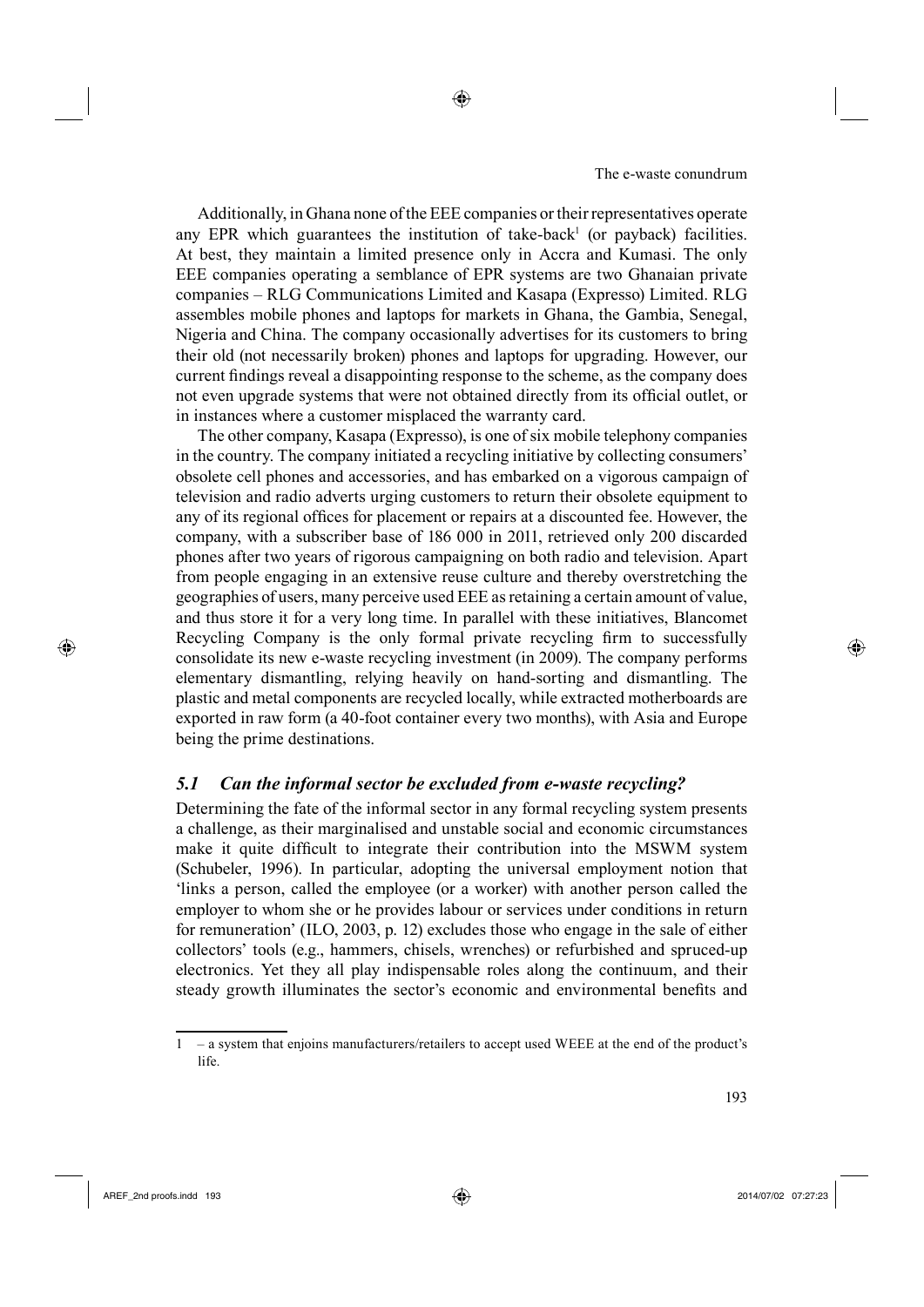Additionally, in Ghana none of the EEE companies or their representatives operate any EPR which guarantees the institution of take-back[1] (or payback) facilities. At best, they maintain a limited presence only in Accra and Kumasi. The only EEE companies operating a semblance of EPR systems are two Ghanaian private companies – RLG Communications Limited and Kasapa (Expresso) Limited. RLG assembles mobile phones and laptops for markets in Ghana, the Gambia, Senegal, Nigeria and China. The company occasionally advertises for its customers to bring their old (not necessarily broken) phones and laptops for upgrading. However, our current findings reveal a disappointing response to the scheme, as the company does not even upgrade systems that were not obtained directly from its official outlet, or in instances where a customer misplaced the warranty card.

The other company, Kasapa (Expresso), is one of six mobile telephony companies in the country. The company initiated a recycling initiative by collecting consumers' obsolete cell phones and accessories, and has embarked on a vigorous campaign of television and radio adverts urging customers to return their obsolete equipment to any of its regional offices for placement or repairs at a discounted fee. However, the company, with a subscriber base of 186 000 in 2011, retrieved only 200 discarded phones after two years of rigorous campaigning on both radio and television. Apart from people engaging in an extensive reuse culture and thereby overstretching the geographies of users, many perceive used EEE as retaining a certain amount of value, and thus store it for a very long time. In parallel with these initiatives, Blancomet Recycling Company is the only formal private recycling firm to successfully consolidate its new e-waste recycling investment (in 2009). The company performs elementary dismantling, relying heavily on hand-sorting and dismantling. The plastic and metal components are recycled locally, while extracted motherboards are exported in raw form (a 40-foot container every two months), with Asia and Europe being the prime destinations.

### *5.1 Can the informal sector be excluded from e-waste recycling?*

Determining the fate of the informal sector in any formal recycling system presents a challenge, as their marginalised and unstable social and economic circumstances make it quite difficult to integrate their contribution into the MSWM system (Schubeler, 1996). In particular, adopting the universal employment notion that 'links a person, called the employee (or a worker) with another person called the employer to whom she or he provides labour or services under conditions in return for remuneration' (ILO, 2003, p. 12) excludes those who engage in the sale of either collectors' tools (e.g., hammers, chisels, wrenches) or refurbished and spruced-up electronics. Yet they all play indispensable roles along the continuum, and their steady growth illuminates the sector's economic and environmental benefits and

---

[1] – a system that enjoins manufacturers/retailers to accept used WEEE at the end of the product's life.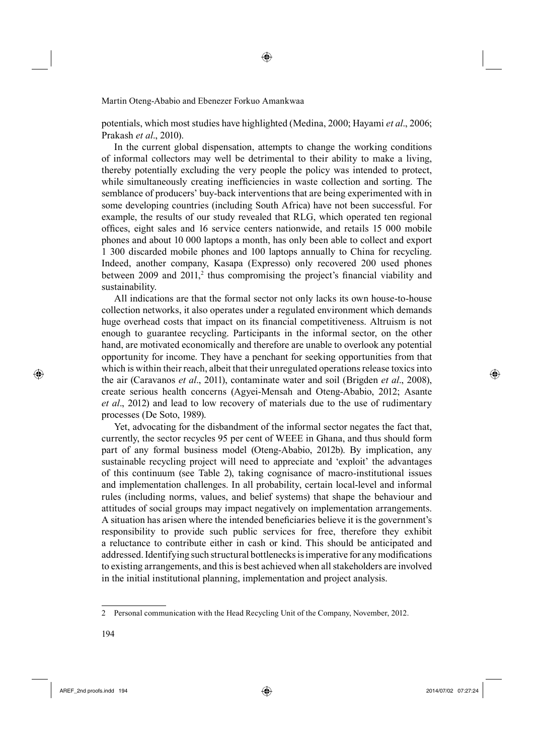potentials, which most studies have highlighted (Medina, 2000; Hayami *et al*., 2006; Prakash *et al*., 2010).

In the current global dispensation, attempts to change the working conditions of informal collectors may well be detrimental to their ability to make a living, thereby potentially excluding the very people the policy was intended to protect, while simultaneously creating inefficiencies in waste collection and sorting. The semblance of producers' buy-back interventions that are being experimented with in some developing countries (including South Africa) have not been successful. For example, the results of our study revealed that RLG, which operated ten regional offices, eight sales and 16 service centers nationwide, and retails 15 000 mobile phones and about 10 000 laptops a month, has only been able to collect and export 1 300 discarded mobile phones and 100 laptops annually to China for recycling. Indeed, another company, Kasapa (Expresso) only recovered 200 used phones between 2009 and 2011,[2] thus compromising the project's financial viability and sustainability.

All indications are that the formal sector not only lacks its own house-to-house collection networks, it also operates under a regulated environment which demands huge overhead costs that impact on its financial competitiveness. Altruism is not enough to guarantee recycling. Participants in the informal sector, on the other hand, are motivated economically and therefore are unable to overlook any potential opportunity for income. They have a penchant for seeking opportunities from that which is within their reach, albeit that their unregulated operations release toxics into the air (Caravanos *et al*., 2011), contaminate water and soil (Brigden *et al*., 2008), create serious health concerns (Agyei-Mensah and Oteng-Ababio, 2012; Asante *et al*., 2012) and lead to low recovery of materials due to the use of rudimentary processes (De Soto, 1989).

Yet, advocating for the disbandment of the informal sector negates the fact that, currently, the sector recycles 95 per cent of WEEE in Ghana, and thus should form part of any formal business model (Oteng-Ababio, 2012b). By implication, any sustainable recycling project will need to appreciate and 'exploit' the advantages of this continuum (see Table 2), taking cognisance of macro-institutional issues and implementation challenges. In all probability, certain local-level and informal rules (including norms, values, and belief systems) that shape the behaviour and attitudes of social groups may impact negatively on implementation arrangements. A situation has arisen where the intended beneficiaries believe it is the government's responsibility to provide such public services for free, therefore they exhibit a reluctance to contribute either in cash or kind. This should be anticipated and addressed. Identifying such structural bottlenecks is imperative for any modifications to existing arrangements, and this is best achieved when all stakeholders are involved in the initial institutional planning, implementation and project analysis.

---

2 Personal communication with the Head Recycling Unit of the Company, November, 2012.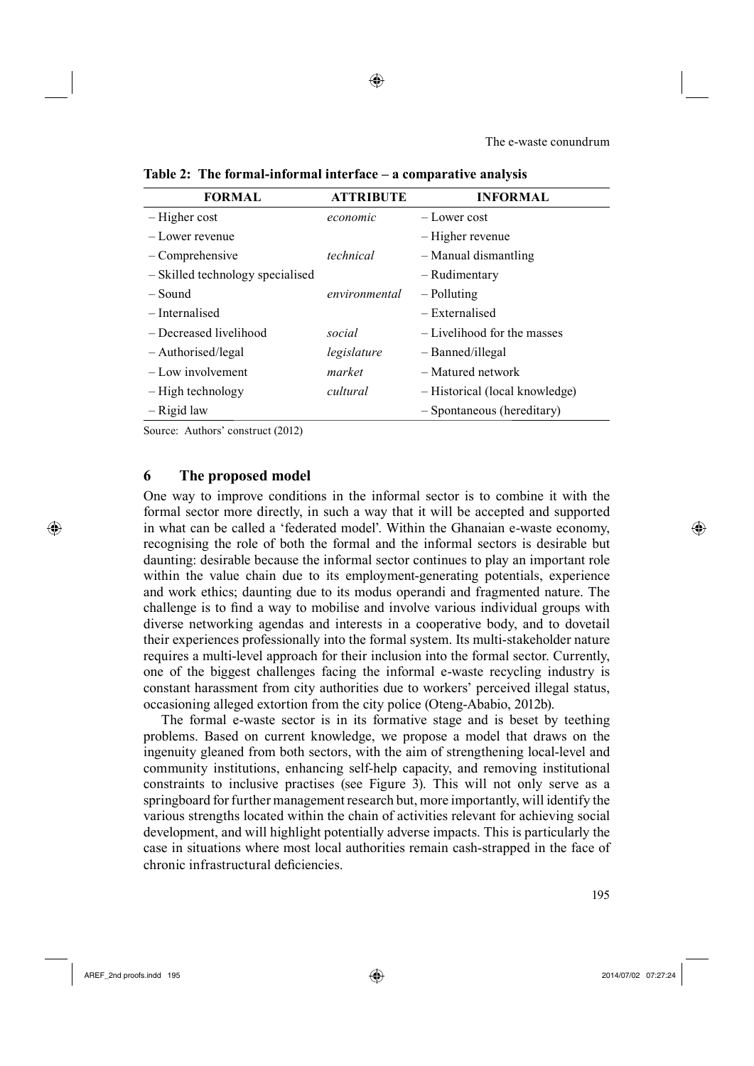**Table 2: The formal-informal interface – a comparative analysis**

| FORMAL | ATTRIBUTE | INFORMAL |
|---|---|---|
| – Higher cost | *economic* | – Lower cost |
| – Lower revenue | | – Higher revenue |
| – Comprehensive | *technical* | – Manual dismantling |
| – Skilled technology specialised | | – Rudimentary |
| – Sound | *environmental* | – Polluting |
| – Internalised | | – Externalised |
| – Decreased livelihood | *social* | – Livelihood for the masses |
| – Authorised/legal | *legislature* | – Banned/illegal |
| – Low involvement | *market* | – Matured network |
| – High technology | *cultural* | – Historical (local knowledge) |
| – Rigid law | | – Spontaneous (hereditary) |

Source: Authors' construct (2012)

## 6 The proposed model

One way to improve conditions in the informal sector is to combine it with the formal sector more directly, in such a way that it will be accepted and supported in what can be called a 'federated model'. Within the Ghanaian e-waste economy, recognising the role of both the formal and the informal sectors is desirable but daunting: desirable because the informal sector continues to play an important role within the value chain due to its employment-generating potentials, experience and work ethics; daunting due to its modus operandi and fragmented nature. The challenge is to find a way to mobilise and involve various individual groups with diverse networking agendas and interests in a cooperative body, and to dovetail their experiences professionally into the formal system. Its multi-stakeholder nature requires a multi-level approach for their inclusion into the formal sector. Currently, one of the biggest challenges facing the informal e-waste recycling industry is constant harassment from city authorities due to workers' perceived illegal status, occasioning alleged extortion from the city police (Oteng-Ababio, 2012b).

The formal e-waste sector is in its formative stage and is beset by teething problems. Based on current knowledge, we propose a model that draws on the ingenuity gleaned from both sectors, with the aim of strengthening local-level and community institutions, enhancing self-help capacity, and removing institutional constraints to inclusive practises (see Figure 3). This will not only serve as a springboard for further management research but, more importantly, will identify the various strengths located within the chain of activities relevant for achieving social development, and will highlight potentially adverse impacts. This is particularly the case in situations where most local authorities remain cash-strapped in the face of chronic infrastructural deficiencies.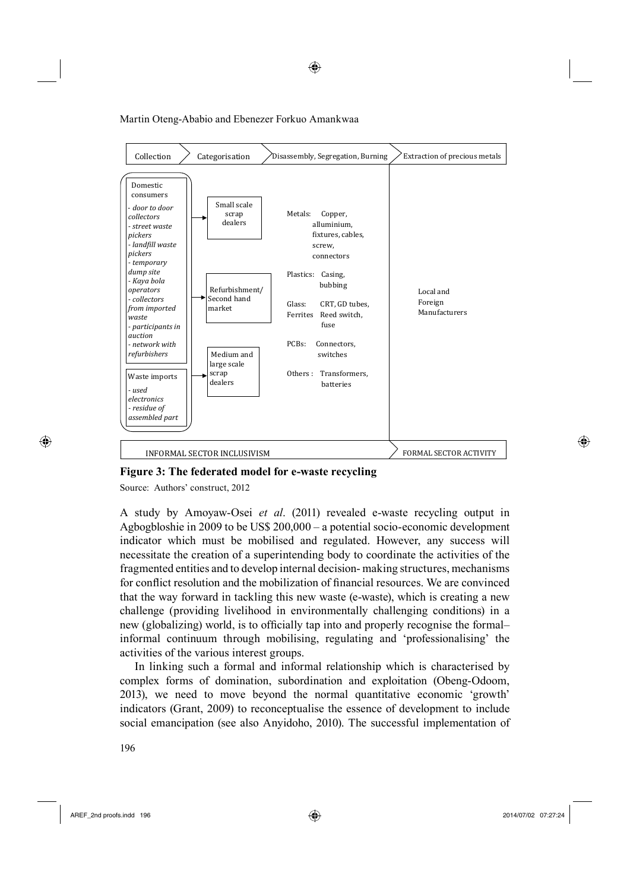| Collection | Categorisation | Disassembly, Segregation, Burning | Extraction of precious metals |
| --- | --- | --- | --- |
| Domestic consumers<br>*- door to door collectors*<br>*- street waste pickers*<br>*- landfill waste pickers*<br>*- temporary dump site*<br>*- Kaya bola operators*<br>*- collectors from imported waste*<br>*- participants in auction*<br>*- network with refurbishers* | Small scale scrap dealers<br><br>Refurbishment/ Second hand market<br><br>Medium and large scale scrap dealers | Metals: Copper, alluminium, fixtures, cables, screw, connectors<br><br>Plastics: Casing, bubbing<br><br>Glass: CRT, GD tubes,<br>Ferrites Reed switch, fuse<br><br>PCBs: Connectors, switches<br><br>Others : Transformers, batteries | Local and Foreign Manufacturers |
| Waste imports<br>*- used electronics*<br>*- residue of assembled part* | | | |
| INFORMAL SECTOR INCLUSIVISM | | | FORMAL SECTOR ACTIVITY |

**Figure 3: The federated model for e-waste recycling**

Source: Authors' construct, 2012

A study by Amoyaw-Osei *et al*. (2011) revealed e-waste recycling output in Agbogbloshie in 2009 to be US$ 200,000 – a potential socio-economic development indicator which must be mobilised and regulated. However, any success will necessitate the creation of a superintending body to coordinate the activities of the fragmented entities and to develop internal decision- making structures, mechanisms for conflict resolution and the mobilization of financial resources. We are convinced that the way forward in tackling this new waste (e-waste), which is creating a new challenge (providing livelihood in environmentally challenging conditions) in a new (globalizing) world, is to officially tap into and properly recognise the formal–informal continuum through mobilising, regulating and 'professionalising' the activities of the various interest groups.

In linking such a formal and informal relationship which is characterised by complex forms of domination, subordination and exploitation (Obeng-Odoom, 2013), we need to move beyond the normal quantitative economic 'growth' indicators (Grant, 2009) to reconceptualise the essence of development to include social emancipation (see also Anyidoho, 2010). The successful implementation of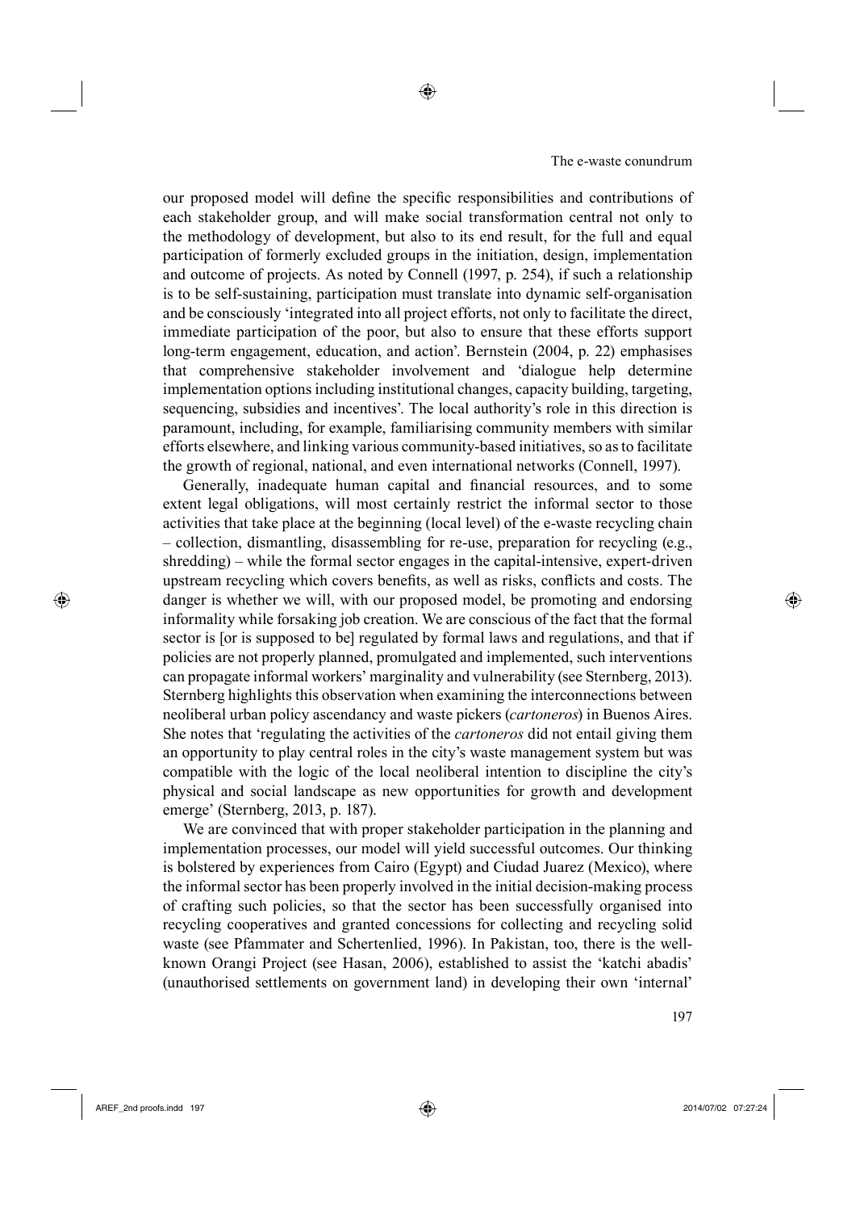our proposed model will define the specific responsibilities and contributions of each stakeholder group, and will make social transformation central not only to the methodology of development, but also to its end result, for the full and equal participation of formerly excluded groups in the initiation, design, implementation and outcome of projects. As noted by Connell (1997, p. 254), if such a relationship is to be self-sustaining, participation must translate into dynamic self-organisation and be consciously 'integrated into all project efforts, not only to facilitate the direct, immediate participation of the poor, but also to ensure that these efforts support long-term engagement, education, and action'. Bernstein (2004, p. 22) emphasises that comprehensive stakeholder involvement and 'dialogue help determine implementation options including institutional changes, capacity building, targeting, sequencing, subsidies and incentives'. The local authority's role in this direction is paramount, including, for example, familiarising community members with similar efforts elsewhere, and linking various community-based initiatives, so as to facilitate the growth of regional, national, and even international networks (Connell, 1997).

Generally, inadequate human capital and financial resources, and to some extent legal obligations, will most certainly restrict the informal sector to those activities that take place at the beginning (local level) of the e-waste recycling chain – collection, dismantling, disassembling for re-use, preparation for recycling (e.g., shredding) – while the formal sector engages in the capital-intensive, expert-driven upstream recycling which covers benefits, as well as risks, conflicts and costs. The danger is whether we will, with our proposed model, be promoting and endorsing informality while forsaking job creation. We are conscious of the fact that the formal sector is [or is supposed to be] regulated by formal laws and regulations, and that if policies are not properly planned, promulgated and implemented, such interventions can propagate informal workers' marginality and vulnerability (see Sternberg, 2013). Sternberg highlights this observation when examining the interconnections between neoliberal urban policy ascendancy and waste pickers (*cartoneros*) in Buenos Aires. She notes that 'regulating the activities of the *cartoneros* did not entail giving them an opportunity to play central roles in the city's waste management system but was compatible with the logic of the local neoliberal intention to discipline the city's physical and social landscape as new opportunities for growth and development emerge' (Sternberg, 2013, p. 187).

We are convinced that with proper stakeholder participation in the planning and implementation processes, our model will yield successful outcomes. Our thinking is bolstered by experiences from Cairo (Egypt) and Ciudad Juarez (Mexico), where the informal sector has been properly involved in the initial decision-making process of crafting such policies, so that the sector has been successfully organised into recycling cooperatives and granted concessions for collecting and recycling solid waste (see Pfammater and Schertenlied, 1996). In Pakistan, too, there is the well-known Orangi Project (see Hasan, 2006), established to assist the 'katchi abadis' (unauthorised settlements on government land) in developing their own 'internal'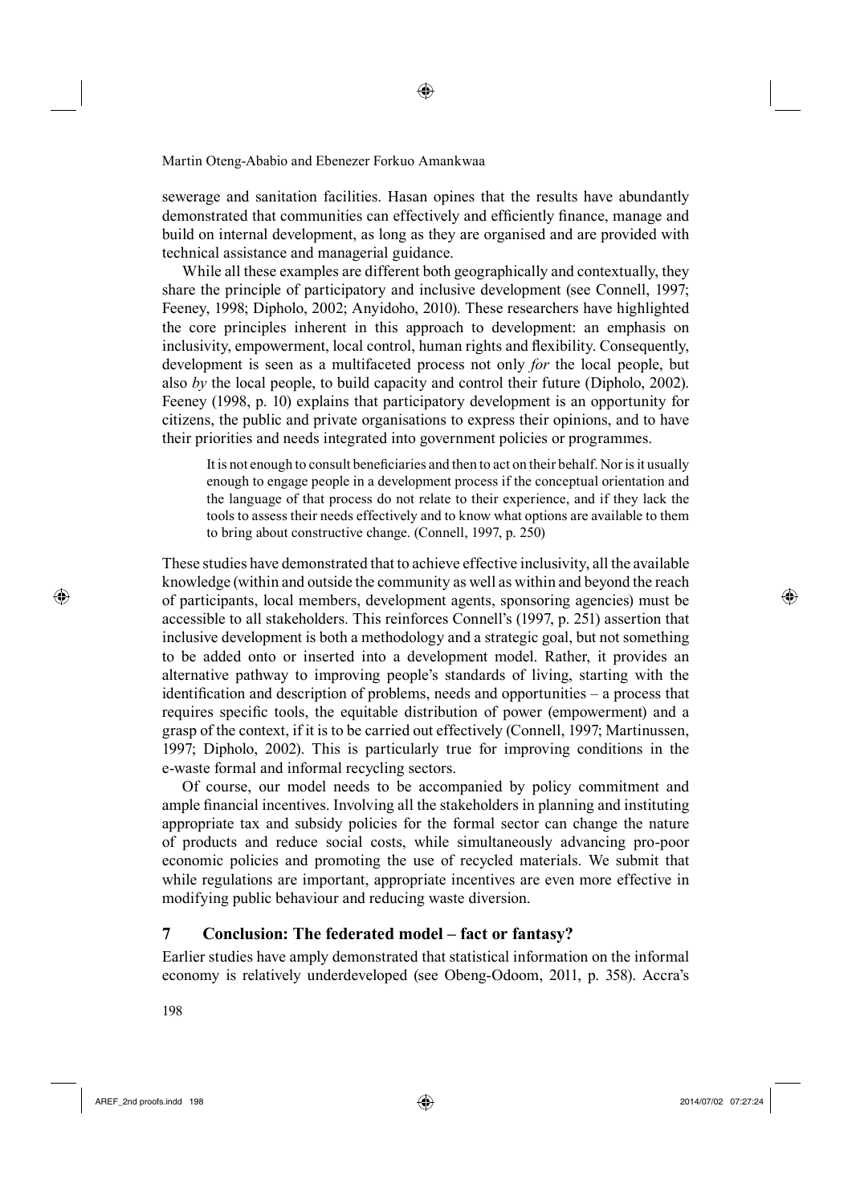sewerage and sanitation facilities. Hasan opines that the results have abundantly demonstrated that communities can effectively and efficiently finance, manage and build on internal development, as long as they are organised and are provided with technical assistance and managerial guidance.

While all these examples are different both geographically and contextually, they share the principle of participatory and inclusive development (see Connell, 1997; Feeney, 1998; Dipholo, 2002; Anyidoho, 2010). These researchers have highlighted the core principles inherent in this approach to development: an emphasis on inclusivity, empowerment, local control, human rights and flexibility. Consequently, development is seen as a multifaceted process not only *for* the local people, but also *by* the local people, to build capacity and control their future (Dipholo, 2002). Feeney (1998, p. 10) explains that participatory development is an opportunity for citizens, the public and private organisations to express their opinions, and to have their priorities and needs integrated into government policies or programmes.

> It is not enough to consult beneficiaries and then to act on their behalf. Nor is it usually enough to engage people in a development process if the conceptual orientation and the language of that process do not relate to their experience, and if they lack the tools to assess their needs effectively and to know what options are available to them to bring about constructive change. (Connell, 1997, p. 250)

These studies have demonstrated that to achieve effective inclusivity, all the available knowledge (within and outside the community as well as within and beyond the reach of participants, local members, development agents, sponsoring agencies) must be accessible to all stakeholders. This reinforces Connell's (1997, p. 251) assertion that inclusive development is both a methodology and a strategic goal, but not something to be added onto or inserted into a development model. Rather, it provides an alternative pathway to improving people's standards of living, starting with the identification and description of problems, needs and opportunities – a process that requires specific tools, the equitable distribution of power (empowerment) and a grasp of the context, if it is to be carried out effectively (Connell, 1997; Martinussen, 1997; Dipholo, 2002). This is particularly true for improving conditions in the e-waste formal and informal recycling sectors.

Of course, our model needs to be accompanied by policy commitment and ample financial incentives. Involving all the stakeholders in planning and instituting appropriate tax and subsidy policies for the formal sector can change the nature of products and reduce social costs, while simultaneously advancing pro-poor economic policies and promoting the use of recycled materials. We submit that while regulations are important, appropriate incentives are even more effective in modifying public behaviour and reducing waste diversion.

## 7 Conclusion: The federated model – fact or fantasy?

Earlier studies have amply demonstrated that statistical information on the informal economy is relatively underdeveloped (see Obeng-Odoom, 2011, p. 358). Accra's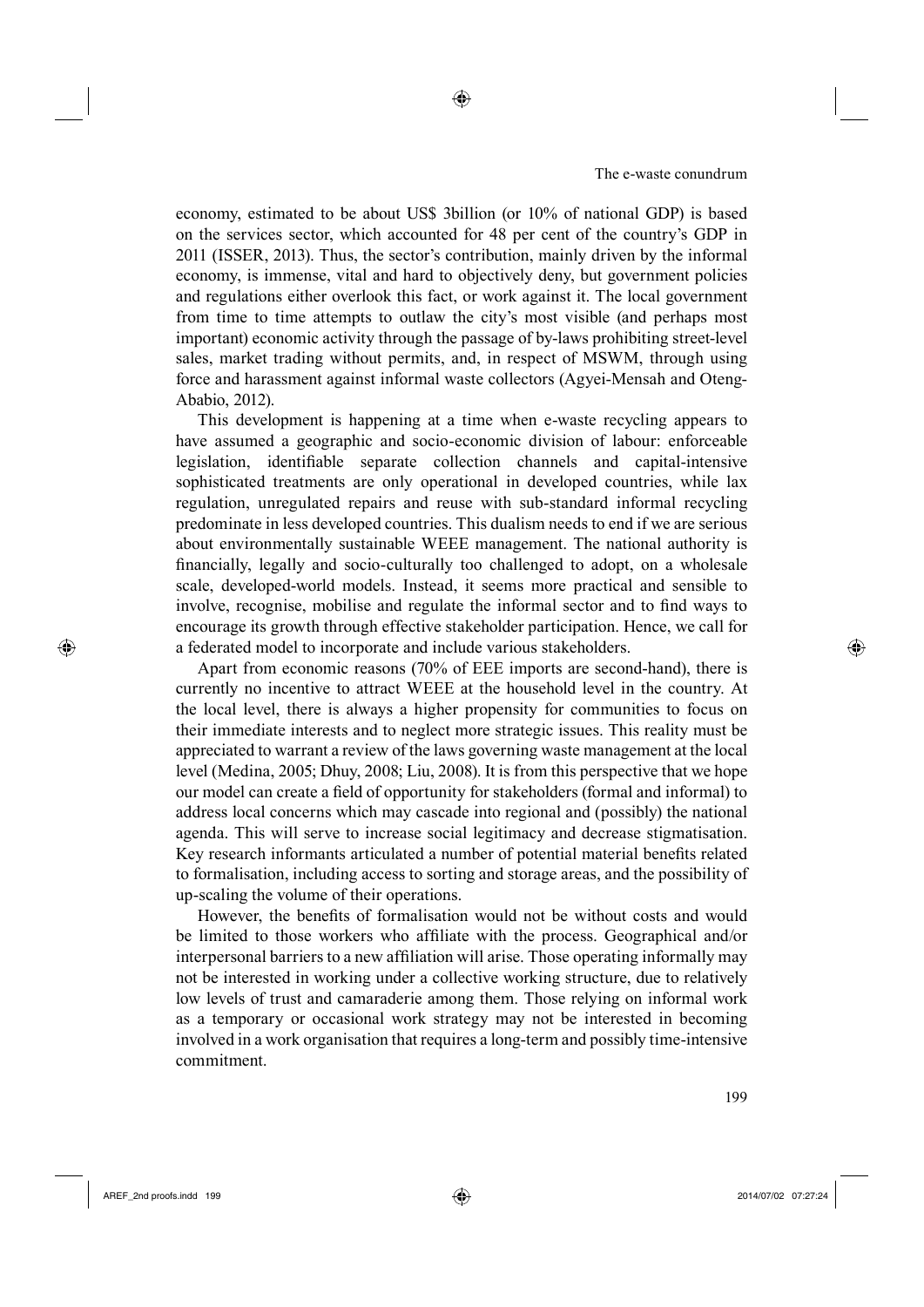economy, estimated to be about US$ 3billion (or 10% of national GDP) is based on the services sector, which accounted for 48 per cent of the country's GDP in 2011 (ISSER, 2013). Thus, the sector's contribution, mainly driven by the informal economy, is immense, vital and hard to objectively deny, but government policies and regulations either overlook this fact, or work against it. The local government from time to time attempts to outlaw the city's most visible (and perhaps most important) economic activity through the passage of by-laws prohibiting street-level sales, market trading without permits, and, in respect of MSWM, through using force and harassment against informal waste collectors (Agyei-Mensah and Oteng-Ababio, 2012).

This development is happening at a time when e-waste recycling appears to have assumed a geographic and socio-economic division of labour: enforceable legislation, identifiable separate collection channels and capital-intensive sophisticated treatments are only operational in developed countries, while lax regulation, unregulated repairs and reuse with sub-standard informal recycling predominate in less developed countries. This dualism needs to end if we are serious about environmentally sustainable WEEE management. The national authority is financially, legally and socio-culturally too challenged to adopt, on a wholesale scale, developed-world models. Instead, it seems more practical and sensible to involve, recognise, mobilise and regulate the informal sector and to find ways to encourage its growth through effective stakeholder participation. Hence, we call for a federated model to incorporate and include various stakeholders.

Apart from economic reasons (70% of EEE imports are second-hand), there is currently no incentive to attract WEEE at the household level in the country. At the local level, there is always a higher propensity for communities to focus on their immediate interests and to neglect more strategic issues. This reality must be appreciated to warrant a review of the laws governing waste management at the local level (Medina, 2005; Dhuy, 2008; Liu, 2008). It is from this perspective that we hope our model can create a field of opportunity for stakeholders (formal and informal) to address local concerns which may cascade into regional and (possibly) the national agenda. This will serve to increase social legitimacy and decrease stigmatisation. Key research informants articulated a number of potential material benefits related to formalisation, including access to sorting and storage areas, and the possibility of up-scaling the volume of their operations.

However, the benefits of formalisation would not be without costs and would be limited to those workers who affiliate with the process. Geographical and/or interpersonal barriers to a new affiliation will arise. Those operating informally may not be interested in working under a collective working structure, due to relatively low levels of trust and camaraderie among them. Those relying on informal work as a temporary or occasional work strategy may not be interested in becoming involved in a work organisation that requires a long-term and possibly time-intensive commitment.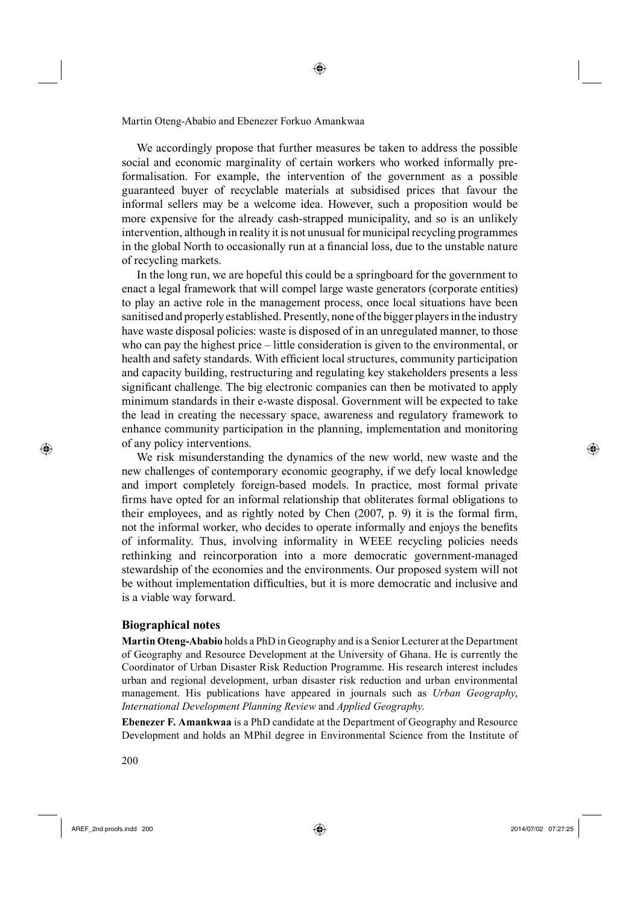We accordingly propose that further measures be taken to address the possible social and economic marginality of certain workers who worked informally pre-formalisation. For example, the intervention of the government as a possible guaranteed buyer of recyclable materials at subsidised prices that favour the informal sellers may be a welcome idea. However, such a proposition would be more expensive for the already cash-strapped municipality, and so is an unlikely intervention, although in reality it is not unusual for municipal recycling programmes in the global North to occasionally run at a financial loss, due to the unstable nature of recycling markets.

In the long run, we are hopeful this could be a springboard for the government to enact a legal framework that will compel large waste generators (corporate entities) to play an active role in the management process, once local situations have been sanitised and properly established. Presently, none of the bigger players in the industry have waste disposal policies: waste is disposed of in an unregulated manner, to those who can pay the highest price – little consideration is given to the environmental, or health and safety standards. With efficient local structures, community participation and capacity building, restructuring and regulating key stakeholders presents a less significant challenge. The big electronic companies can then be motivated to apply minimum standards in their e-waste disposal. Government will be expected to take the lead in creating the necessary space, awareness and regulatory framework to enhance community participation in the planning, implementation and monitoring of any policy interventions.

We risk misunderstanding the dynamics of the new world, new waste and the new challenges of contemporary economic geography, if we defy local knowledge and import completely foreign-based models. In practice, most formal private firms have opted for an informal relationship that obliterates formal obligations to their employees, and as rightly noted by Chen (2007, p. 9) it is the formal firm, not the informal worker, who decides to operate informally and enjoys the benefits of informality. Thus, involving informality in WEEE recycling policies needs rethinking and reincorporation into a more democratic government-managed stewardship of the economies and the environments. Our proposed system will not be without implementation difficulties, but it is more democratic and inclusive and is a viable way forward.

## Biographical notes

**Martin Oteng-Ababio** holds a PhD in Geography and is a Senior Lecturer at the Department of Geography and Resource Development at the University of Ghana. He is currently the Coordinator of Urban Disaster Risk Reduction Programme. His research interest includes urban and regional development, urban disaster risk reduction and urban environmental management. His publications have appeared in journals such as *Urban Geography*, *International Development Planning Review* and *Applied Geography*.

**Ebenezer F. Amankwaa** is a PhD candidate at the Department of Geography and Resource Development and holds an MPhil degree in Environmental Science from the Institute of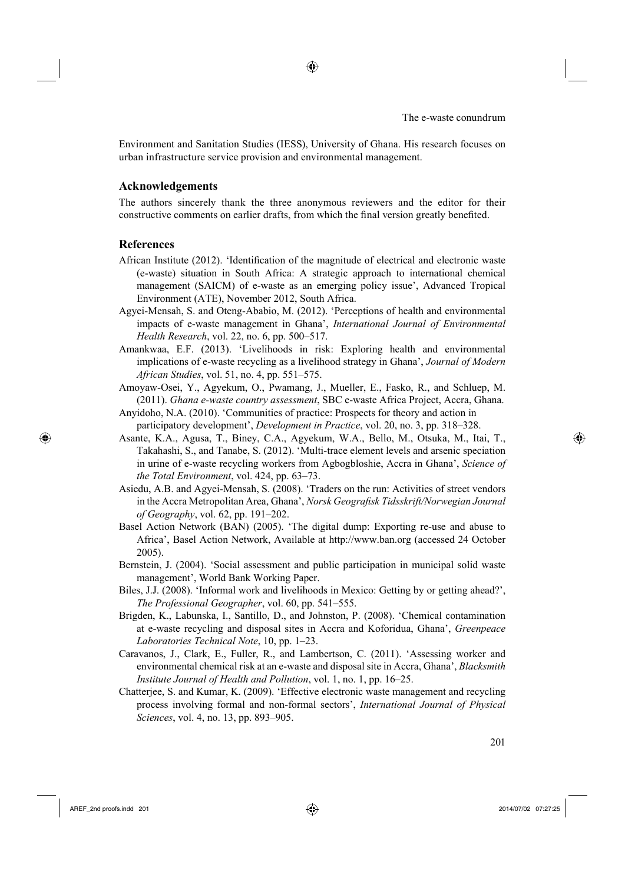Environment and Sanitation Studies (IESS), University of Ghana. His research focuses on urban infrastructure service provision and environmental management.

## Acknowledgements

The authors sincerely thank the three anonymous reviewers and the editor for their constructive comments on earlier drafts, from which the final version greatly benefited.

## References

African Institute (2012). 'Identification of the magnitude of electrical and electronic waste (e-waste) situation in South Africa: A strategic approach to international chemical management (SAICM) of e-waste as an emerging policy issue', Advanced Tropical Environment (ATE), November 2012, South Africa.

Agyei-Mensah, S. and Oteng-Ababio, M. (2012). 'Perceptions of health and environmental impacts of e-waste management in Ghana', *International Journal of Environmental Health Research*, vol. 22, no. 6, pp. 500–517.

Amankwaa, E.F. (2013). 'Livelihoods in risk: Exploring health and environmental implications of e-waste recycling as a livelihood strategy in Ghana', *Journal of Modern African Studies*, vol. 51, no. 4, pp. 551–575.

Amoyaw-Osei, Y., Agyekum, O., Pwamang, J., Mueller, E., Fasko, R., and Schluep, M. (2011). *Ghana e-waste country assessment*, SBC e-waste Africa Project, Accra, Ghana.

Anyidoho, N.A. (2010). 'Communities of practice: Prospects for theory and action in participatory development', *Development in Practice*, vol. 20, no. 3, pp. 318–328.

Asante, K.A., Agusa, T., Biney, C.A., Agyekum, W.A., Bello, M., Otsuka, M., Itai, T., Takahashi, S., and Tanabe, S. (2012). 'Multi-trace element levels and arsenic speciation in urine of e-waste recycling workers from Agbogbloshie, Accra in Ghana', *Science of the Total Environment*, vol. 424, pp. 63–73.

Asiedu, A.B. and Agyei-Mensah, S. (2008). 'Traders on the run: Activities of street vendors in the Accra Metropolitan Area, Ghana', *Norsk Geografisk Tidsskrift/Norwegian Journal of Geography*, vol. 62, pp. 191–202.

Basel Action Network (BAN) (2005). 'The digital dump: Exporting re-use and abuse to Africa', Basel Action Network, Available at http://www.ban.org (accessed 24 October 2005).

Bernstein, J. (2004). 'Social assessment and public participation in municipal solid waste management', World Bank Working Paper.

Biles, J.J. (2008). 'Informal work and livelihoods in Mexico: Getting by or getting ahead?', *The Professional Geographer*, vol. 60, pp. 541–555.

Brigden, K., Labunska, I., Santillo, D., and Johnston, P. (2008). 'Chemical contamination at e-waste recycling and disposal sites in Accra and Koforidua, Ghana', *Greenpeace Laboratories Technical Note*, 10, pp. 1–23.

Caravanos, J., Clark, E., Fuller, R., and Lambertson, C. (2011). 'Assessing worker and environmental chemical risk at an e-waste and disposal site in Accra, Ghana', *Blacksmith Institute Journal of Health and Pollution*, vol. 1, no. 1, pp. 16–25.

Chatterjee, S. and Kumar, K. (2009). 'Effective electronic waste management and recycling process involving formal and non-formal sectors', *International Journal of Physical Sciences*, vol. 4, no. 13, pp. 893–905.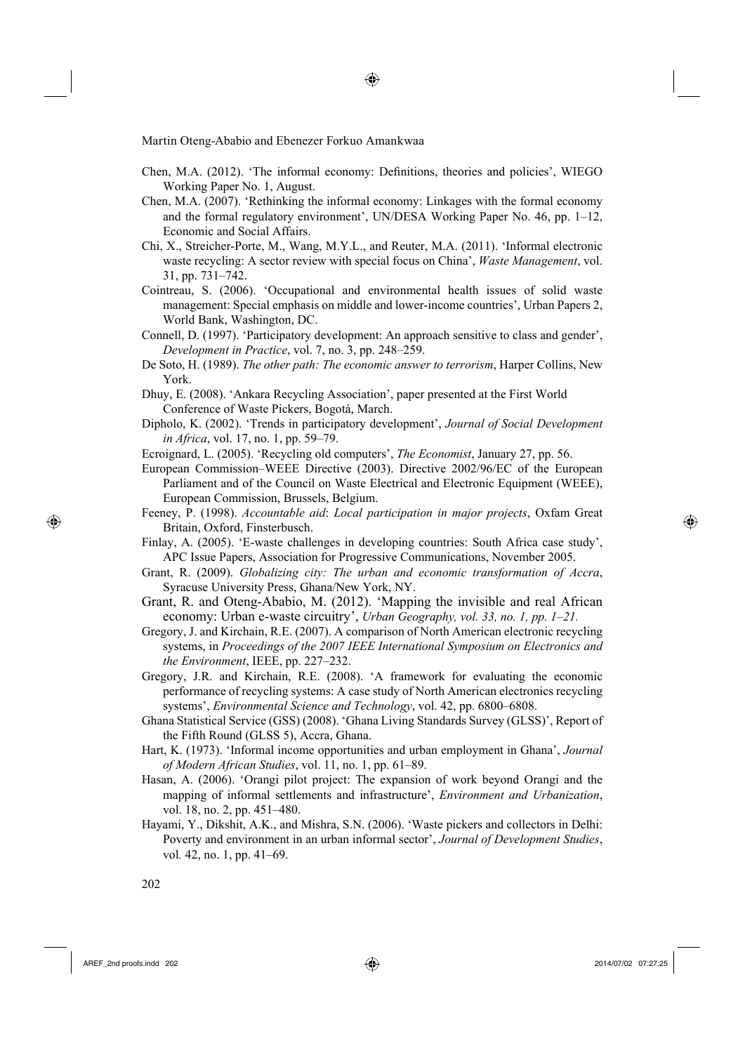Chen, M.A. (2012). 'The informal economy: Definitions, theories and policies', WIEGO Working Paper No. 1, August.

Chen, M.A. (2007). 'Rethinking the informal economy: Linkages with the formal economy and the formal regulatory environment', UN/DESA Working Paper No. 46, pp. 1–12, Economic and Social Affairs.

Chi, X., Streicher-Porte, M., Wang, M.Y.L., and Reuter, M.A. (2011). 'Informal electronic waste recycling: A sector review with special focus on China', *Waste Management*, vol. 31, pp. 731–742.

Cointreau, S. (2006). 'Occupational and environmental health issues of solid waste management: Special emphasis on middle and lower-income countries', Urban Papers 2, World Bank, Washington, DC.

Connell, D. (1997). 'Participatory development: An approach sensitive to class and gender', *Development in Practice*, vol. 7, no. 3, pp. 248–259.

De Soto, H. (1989). *The other path: The economic answer to terrorism*, Harper Collins, New York.

Dhuy, E. (2008). 'Ankara Recycling Association', paper presented at the First World Conference of Waste Pickers, Bogotá, March.

Dipholo, K. (2002). 'Trends in participatory development', *Journal of Social Development in Africa*, vol. 17, no. 1, pp. 59–79.

Ecroignard, L. (2005). 'Recycling old computers', *The Economist*, January 27, pp. 56.

European Commission–WEEE Directive (2003). Directive 2002/96/EC of the European Parliament and of the Council on Waste Electrical and Electronic Equipment (WEEE), European Commission, Brussels, Belgium.

Feeney, P. (1998). *Accountable aid*: *Local participation in major projects*, Oxfam Great Britain, Oxford, Finsterbusch.

Finlay, A. (2005). 'E-waste challenges in developing countries: South Africa case study', APC Issue Papers, Association for Progressive Communications, November 2005.

Grant, R. (2009). *Globalizing city: The urban and economic transformation of Accra*, Syracuse University Press, Ghana/New York, NY.

Grant, R. and Oteng-Ababio, M. (2012). 'Mapping the invisible and real African economy: Urban e-waste circuitry', *Urban Geography, vol. 33, no. 1, pp. 1–21.*

Gregory, J. and Kirchain, R.E. (2007). A comparison of North American electronic recycling systems, in *Proceedings of the 2007 IEEE International Symposium on Electronics and the Environment*, IEEE, pp. 227–232.

Gregory, J.R. and Kirchain, R.E. (2008). 'A framework for evaluating the economic performance of recycling systems: A case study of North American electronics recycling systems', *Environmental Science and Technology*, vol. 42, pp. 6800–6808.

Ghana Statistical Service (GSS) (2008). 'Ghana Living Standards Survey (GLSS)', Report of the Fifth Round (GLSS 5), Accra, Ghana.

Hart, K. (1973). 'Informal income opportunities and urban employment in Ghana', *Journal of Modern African Studies*, vol. 11, no. 1, pp. 61–89.

Hasan, A. (2006). 'Orangi pilot project: The expansion of work beyond Orangi and the mapping of informal settlements and infrastructure', *Environment and Urbanization*, vol. 18, no. 2, pp. 451–480.

Hayami, Y., Dikshit, A.K., and Mishra, S.N. (2006). 'Waste pickers and collectors in Delhi: Poverty and environment in an urban informal sector', *Journal of Development Studies*, vol*.* 42, no. 1, pp. 41–69.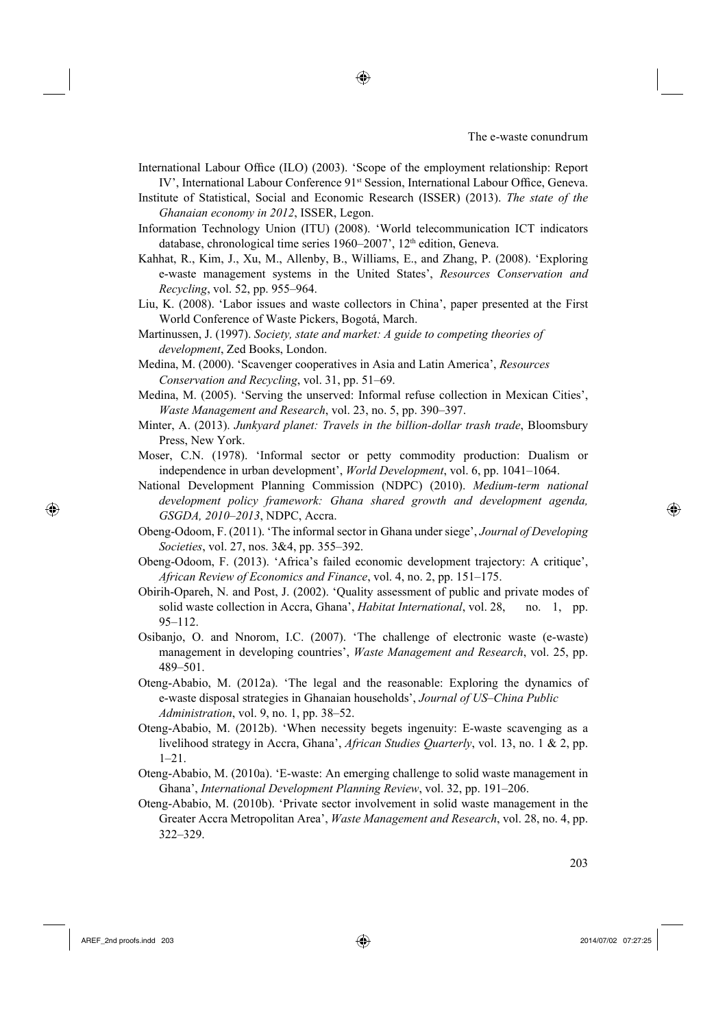International Labour Office (ILO) (2003). 'Scope of the employment relationship: Report IV', International Labour Conference 91st Session, International Labour Office, Geneva.

Institute of Statistical, Social and Economic Research (ISSER) (2013). *The state of the Ghanaian economy in 2012*, ISSER, Legon.

Information Technology Union (ITU) (2008). 'World telecommunication ICT indicators database, chronological time series 1960–2007', 12th edition, Geneva.

Kahhat, R., Kim, J., Xu, M., Allenby, B., Williams, E., and Zhang, P. (2008). 'Exploring e-waste management systems in the United States', *Resources Conservation and Recycling*, vol. 52, pp. 955–964.

Liu, K. (2008). 'Labor issues and waste collectors in China', paper presented at the First World Conference of Waste Pickers, Bogotá, March.

Martinussen, J. (1997). *Society, state and market: A guide to competing theories of development*, Zed Books, London.

Medina, M. (2000). 'Scavenger cooperatives in Asia and Latin America', *Resources Conservation and Recycling*, vol. 31, pp. 51–69.

Medina, M. (2005). 'Serving the unserved: Informal refuse collection in Mexican Cities', *Waste Management and Research*, vol. 23, no. 5, pp. 390–397.

Minter, A. (2013). *Junkyard planet: Travels in the billion-dollar trash trade*, Bloomsbury Press, New York.

Moser, C.N. (1978). 'Informal sector or petty commodity production: Dualism or independence in urban development', *World Development*, vol. 6, pp. 1041–1064.

National Development Planning Commission (NDPC) (2010). *Medium-term national development policy framework: Ghana shared growth and development agenda, GSGDA, 2010–2013*, NDPC, Accra.

Obeng-Odoom, F. (2011). 'The informal sector in Ghana under siege', *Journal of Developing Societies*, vol. 27, nos. 3&4, pp. 355–392.

Obeng-Odoom, F. (2013). 'Africa's failed economic development trajectory: A critique', *African Review of Economics and Finance*, vol. 4, no. 2, pp. 151–175.

Obirih-Opareh, N. and Post, J. (2002). 'Quality assessment of public and private modes of solid waste collection in Accra, Ghana', *Habitat International*, vol. 28, no. 1, pp. 95–112.

Osibanjo, O. and Nnorom, I.C. (2007). 'The challenge of electronic waste (e-waste) management in developing countries', *Waste Management and Research*, vol. 25, pp. 489–501.

Oteng-Ababio, M. (2012a). 'The legal and the reasonable: Exploring the dynamics of e-waste disposal strategies in Ghanaian households', *Journal of US–China Public Administration*, vol. 9, no. 1, pp. 38–52.

Oteng-Ababio, M. (2012b). 'When necessity begets ingenuity: E-waste scavenging as a livelihood strategy in Accra, Ghana', *African Studies Quarterly*, vol. 13, no. 1 & 2, pp. 1–21.

Oteng-Ababio, M. (2010a). 'E-waste: An emerging challenge to solid waste management in Ghana', *International Development Planning Review*, vol. 32, pp. 191–206.

Oteng-Ababio, M. (2010b). 'Private sector involvement in solid waste management in the Greater Accra Metropolitan Area', *Waste Management and Research*, vol. 28, no. 4, pp. 322–329.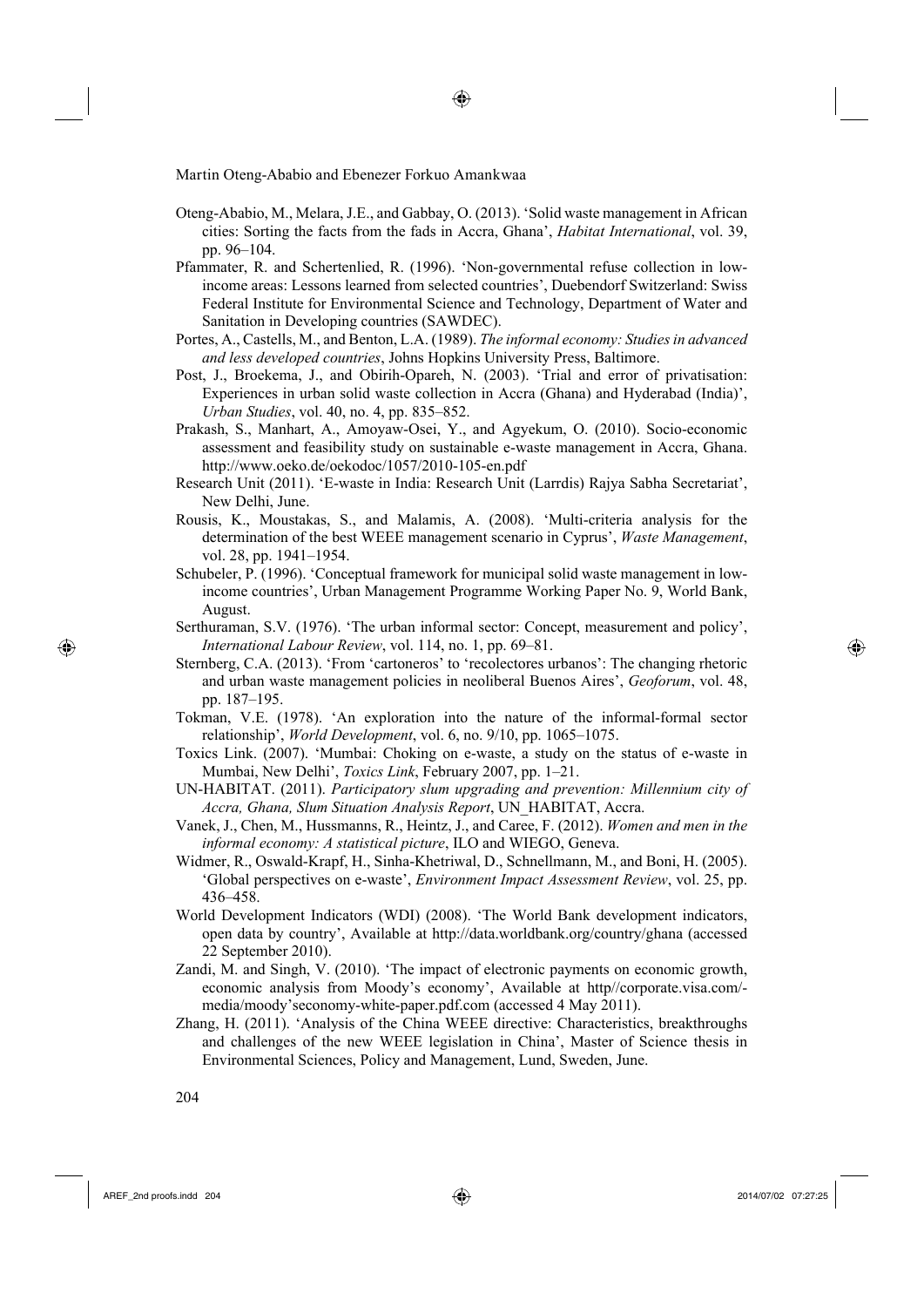- Oteng-Ababio, M., Melara, J.E., and Gabbay, O. (2013). 'Solid waste management in African cities: Sorting the facts from the fads in Accra, Ghana', *Habitat International*, vol. 39, pp. 96–104.
- Pfammater, R. and Schertenlied, R. (1996). 'Non-governmental refuse collection in low-income areas: Lessons learned from selected countries', Duebendorf Switzerland: Swiss Federal Institute for Environmental Science and Technology, Department of Water and Sanitation in Developing countries (SAWDEC).
- Portes, A., Castells, M., and Benton, L.A. (1989). *The informal economy: Studies in advanced and less developed countries*, Johns Hopkins University Press, Baltimore.
- Post, J., Broekema, J., and Obirih-Opareh, N. (2003). 'Trial and error of privatisation: Experiences in urban solid waste collection in Accra (Ghana) and Hyderabad (India)', *Urban Studies*, vol. 40, no. 4, pp. 835–852.
- Prakash, S., Manhart, A., Amoyaw-Osei, Y., and Agyekum, O. (2010). Socio-economic assessment and feasibility study on sustainable e-waste management in Accra, Ghana. http://www.oeko.de/oekodoc/1057/2010-105-en.pdf
- Research Unit (2011). 'E-waste in India: Research Unit (Larrdis) Rajya Sabha Secretariat', New Delhi, June.
- Rousis, K., Moustakas, S., and Malamis, A. (2008). 'Multi-criteria analysis for the determination of the best WEEE management scenario in Cyprus', *Waste Management*, vol. 28, pp. 1941–1954.
- Schubeler, P. (1996). 'Conceptual framework for municipal solid waste management in low-income countries', Urban Management Programme Working Paper No. 9, World Bank, August.
- Serthuraman, S.V. (1976). 'The urban informal sector: Concept, measurement and policy', *International Labour Review*, vol. 114, no. 1, pp. 69–81.
- Sternberg, C.A. (2013). 'From 'cartoneros' to 'recolectores urbanos': The changing rhetoric and urban waste management policies in neoliberal Buenos Aires', *Geoforum*, vol. 48, pp. 187–195.
- Tokman, V.E. (1978). 'An exploration into the nature of the informal-formal sector relationship', *World Development*, vol. 6, no. 9/10, pp. 1065–1075.
- Toxics Link. (2007). 'Mumbai: Choking on e-waste, a study on the status of e-waste in Mumbai, New Delhi', *Toxics Link*, February 2007, pp. 1–21.
- UN-HABITAT. (2011). *Participatory slum upgrading and prevention: Millennium city of Accra, Ghana, Slum Situation Analysis Report*, UN_HABITAT, Accra.
- Vanek, J., Chen, M., Hussmanns, R., Heintz, J., and Caree, F. (2012). *Women and men in the informal economy: A statistical picture*, ILO and WIEGO, Geneva.
- Widmer, R., Oswald-Krapf, H., Sinha-Khetriwal, D., Schnellmann, M., and Boni, H. (2005). 'Global perspectives on e-waste', *Environment Impact Assessment Review*, vol. 25, pp. 436–458.
- World Development Indicators (WDI) (2008). 'The World Bank development indicators, open data by country', Available at http://data.worldbank.org/country/ghana (accessed 22 September 2010).
- Zandi, M. and Singh, V. (2010). 'The impact of electronic payments on economic growth, economic analysis from Moody's economy', Available at http//corporate.visa.com/-media/moody'seconomy-white-paper.pdf.com (accessed 4 May 2011).
- Zhang, H. (2011). 'Analysis of the China WEEE directive: Characteristics, breakthroughs and challenges of the new WEEE legislation in China', Master of Science thesis in Environmental Sciences, Policy and Management, Lund, Sweden, June.